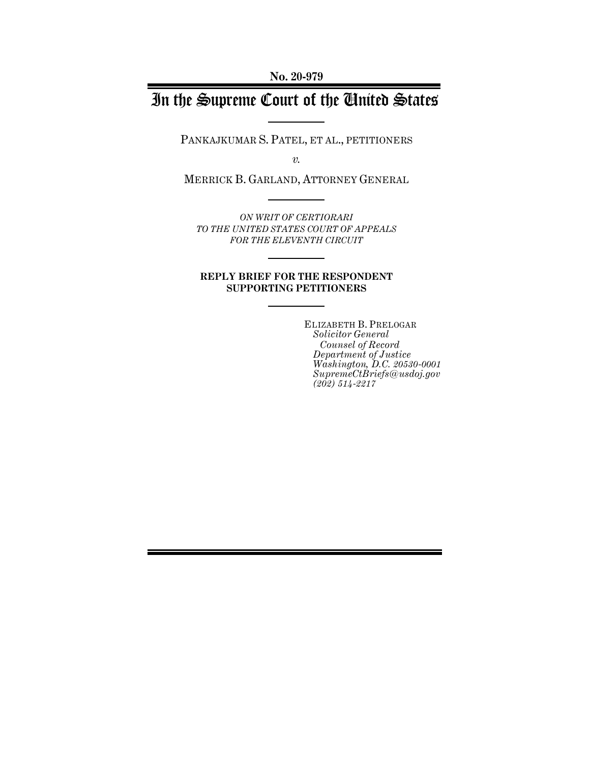No. 20-979

# In the Supreme Court of the United States

PANKAJKUMAR S. PATEL, ET AL., PETITIONERS

*v.*

MERRICK B. GARLAND, ATTORNEY GENERAL

*ON WRIT OF CERTIORARI TO THE UNITED STATES COURT OF APPEALS FOR THE ELEVENTH CIRCUIT*

**REPLY BRIEF FOR THE RESPONDENT SUPPORTING PETITIONERS**

ELIZABETH B. PRELOGAR
*Solicitor General*
*Counsel of Record*
*Department of Justice*
*Washington, D.C. 20530-0001*
*SupremeCtBriefs@usdoj.gov*
*(202) 514-2217*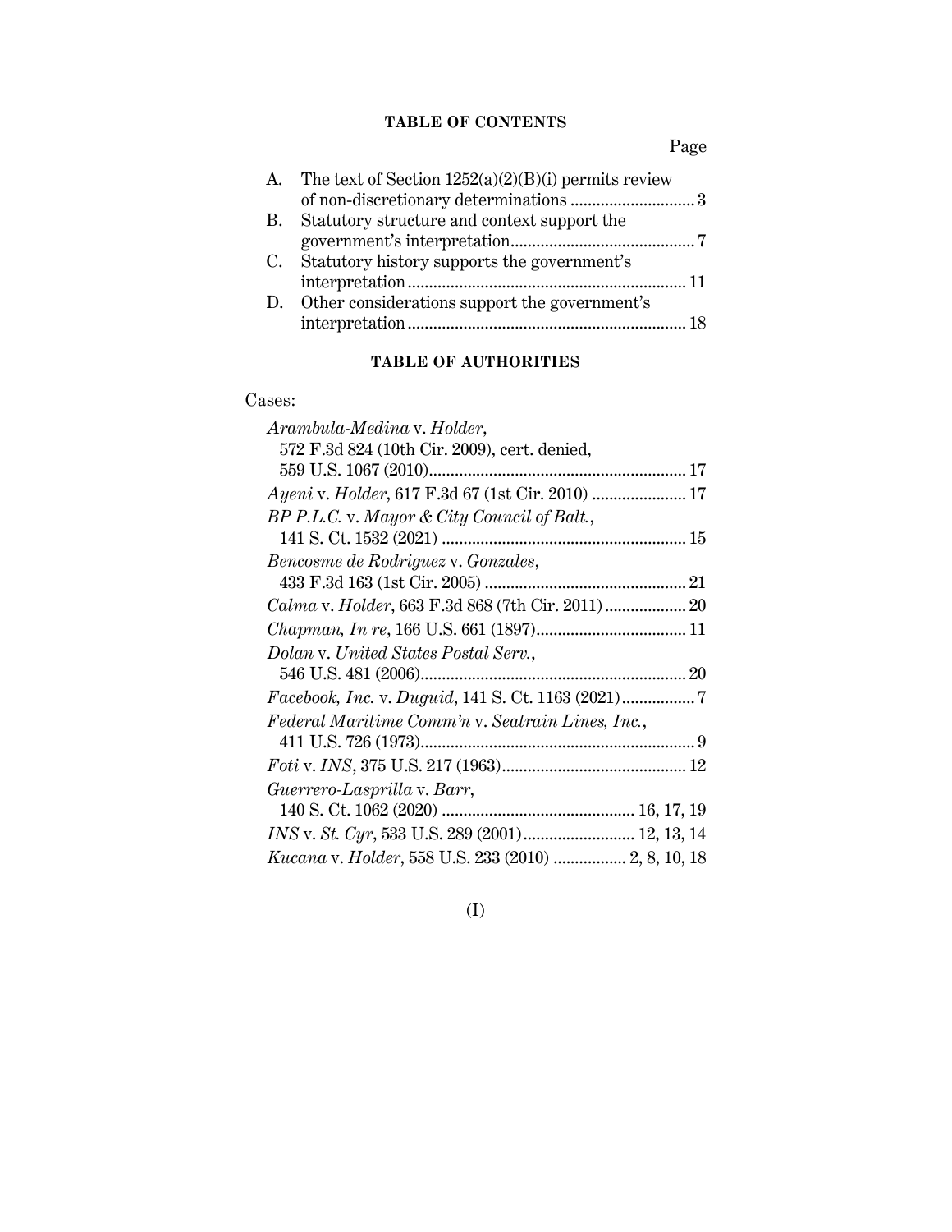## TABLE OF CONTENTS

| | | Page |
|---|---|---|
| A. | The text of Section 1252(a)(2)(B)(i) permits review of non-discretionary determinations | 3 |
| B. | Statutory structure and context support the government's interpretation | 7 |
| C. | Statutory history supports the government's interpretation | 11 |
| D. | Other considerations support the government's interpretation | 18 |

## TABLE OF AUTHORITIES

Cases:

| | Page |
|---|---|
| *Arambula-Medina* v. *Holder*, 572 F.3d 824 (10th Cir. 2009), cert. denied, 559 U.S. 1067 (2010) | 17 |
| *Ayeni* v. *Holder*, 617 F.3d 67 (1st Cir. 2010) | 17 |
| *BP P.L.C.* v. *Mayor & City Council of Balt.*, 141 S. Ct. 1532 (2021) | 15 |
| *Bencosme de Rodriguez* v. *Gonzales*, 433 F.3d 163 (1st Cir. 2005) | 21 |
| *Calma* v. *Holder*, 663 F.3d 868 (7th Cir. 2011) | 20 |
| *Chapman, In re*, 166 U.S. 661 (1897) | 11 |
| *Dolan* v. *United States Postal Serv.*, 546 U.S. 481 (2006) | 20 |
| *Facebook, Inc.* v. *Duguid*, 141 S. Ct. 1163 (2021) | 7 |
| *Federal Maritime Comm'n* v. *Seatrain Lines, Inc.*, 411 U.S. 726 (1973) | 9 |
| *Foti* v. *INS*, 375 U.S. 217 (1963) | 12 |
| *Guerrero-Lasprilla* v. *Barr*, 140 S. Ct. 1062 (2020) | 16, 17, 19 |
| *INS* v. *St. Cyr*, 533 U.S. 289 (2001) | 12, 13, 14 |
| *Kucana* v. *Holder*, 558 U.S. 233 (2010) | 2, 8, 10, 18 |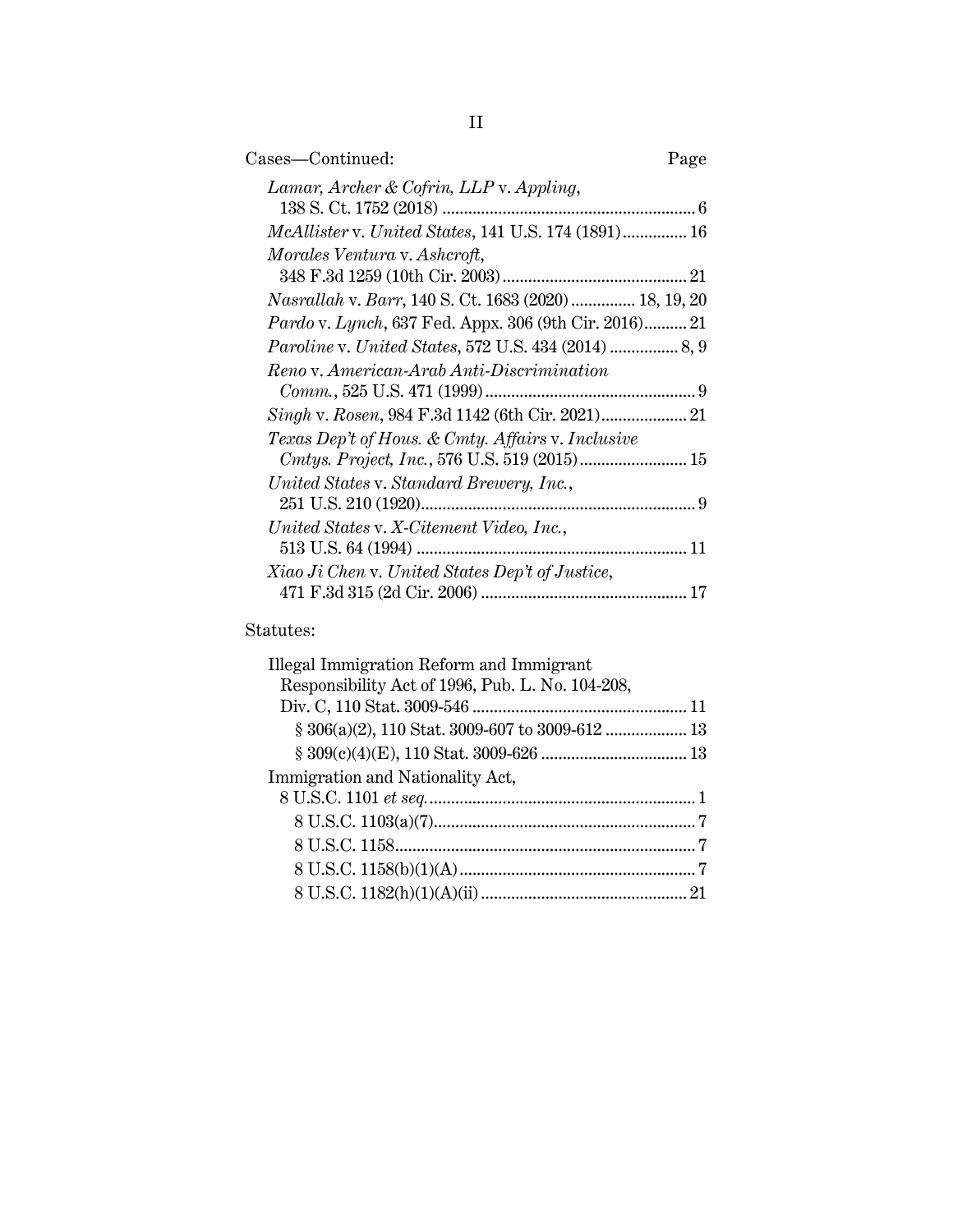Cases—Continued: Page

*Lamar, Archer & Cofrin, LLP* v. *Appling*, 138 S. Ct. 1752 (2018) ............................................................ 6

*McAllister* v. *United States*, 141 U.S. 174 (1891) ............... 16

*Morales Ventura* v. *Ashcroft*, 348 F.3d 1259 (10th Cir. 2003) ........................................... 21

*Nasrallah* v. *Barr*, 140 S. Ct. 1683 (2020) ............... 18, 19, 20

*Pardo* v. *Lynch*, 637 Fed. Appx. 306 (9th Cir. 2016).......... 21

*Paroline* v. *United States*, 572 U.S. 434 (2014) ................ 8, 9

*Reno* v. *American-Arab Anti-Discrimination Comm.*, 525 U.S. 471 (1999) ................................................. 9

*Singh* v. *Rosen*, 984 F.3d 1142 (6th Cir. 2021).................... 21

*Texas Dep't of Hous. & Cmty. Affairs* v. *Inclusive Cmtys. Project, Inc.*, 576 U.S. 519 (2015)......................... 15

*United States* v. *Standard Brewery, Inc.*, 251 U.S. 210 (1920)................................................................. 9

*United States* v. *X-Citement Video, Inc.*, 513 U.S. 64 (1994) ............................................................... 11

*Xiao Ji Chen* v. *United States Dep't of Justice*, 471 F.3d 315 (2d Cir. 2006) ................................................ 17

Statutes:

Illegal Immigration Reform and Immigrant Responsibility Act of 1996, Pub. L. No. 104-208, Div. C, 110 Stat. 3009-546 .................................................. 11

- § 306(a)(2), 110 Stat. 3009-607 to 3009-612 ................... 13
- § 309(c)(4)(E), 110 Stat. 3009-626 .................................. 13

Immigration and Nationality Act, 8 U.S.C. 1101 *et seq.* ............................................................. 1

- 8 U.S.C. 1103(a)(7)............................................................ 7
- 8 U.S.C. 1158...................................................................... 7
- 8 U.S.C. 1158(b)(1)(A) ....................................................... 7
- 8 U.S.C. 1182(h)(1)(A)(ii) ................................................ 21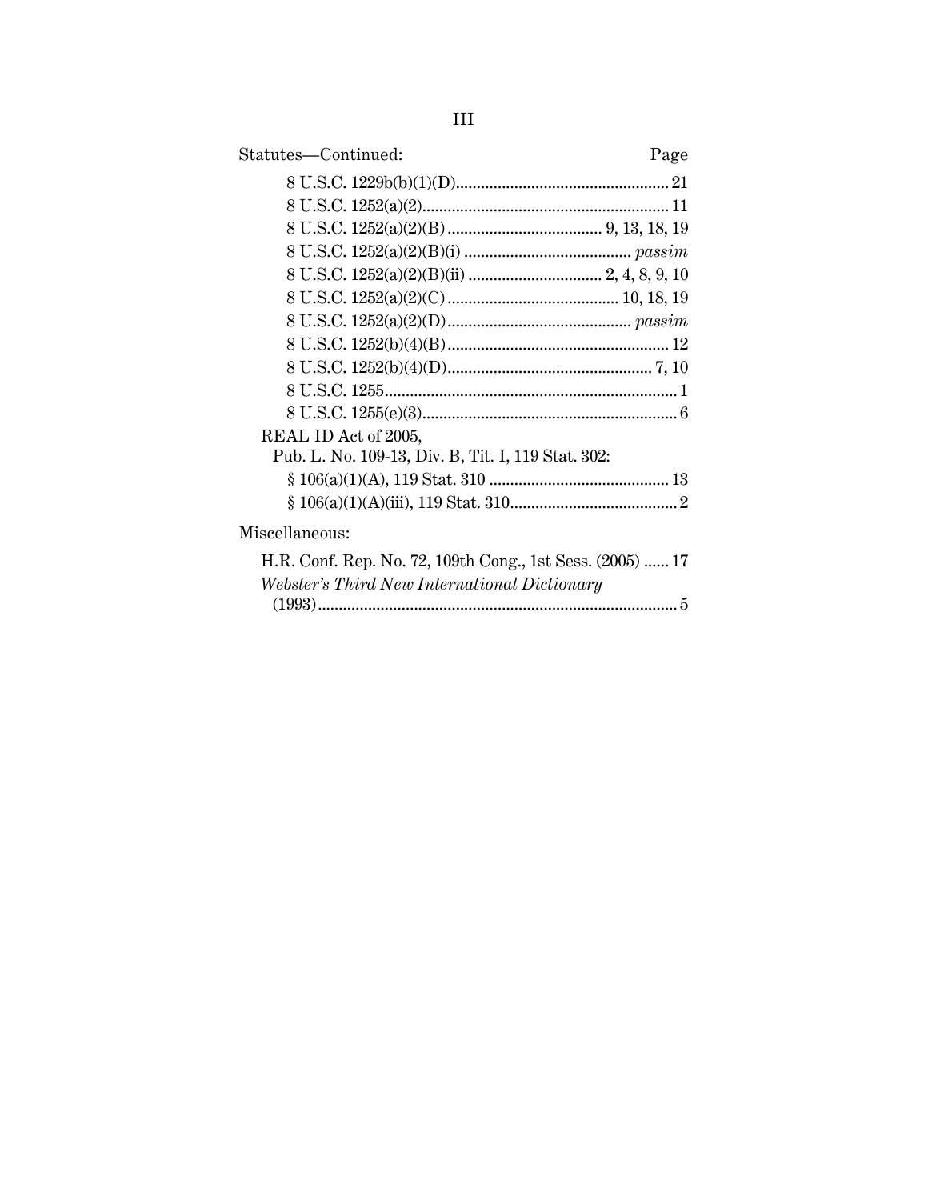Statutes—Continued: Page

8 U.S.C. 1229b(b)(1)(D) .................................................. 21
8 U.S.C. 1252(a)(2) .......................................................... 11
8 U.S.C. 1252(a)(2)(B) .................................... 9, 13, 18, 19
8 U.S.C. 1252(a)(2)(B)(i) ....................................... *passim*
8 U.S.C. 1252(a)(2)(B)(ii) ............................... 2, 4, 8, 9, 10
8 U.S.C. 1252(a)(2)(C) ........................................ 10, 18, 19
8 U.S.C. 1252(a)(2)(D) ........................................... *passim*
8 U.S.C. 1252(b)(4)(B) .................................................... 12
8 U.S.C. 1252(b)(4)(D) ................................................ 7, 10
8 U.S.C. 1255 ..................................................................... 1
8 U.S.C. 1255(e)(3) ............................................................ 6

REAL ID Act of 2005,
Pub. L. No. 109-13, Div. B, Tit. I, 119 Stat. 302:
§ 106(a)(1)(A), 119 Stat. 310 .......................................... 13
§ 106(a)(1)(A)(iii), 119 Stat. 310 ....................................... 2

Miscellaneous:

H.R. Conf. Rep. No. 72, 109th Cong., 1st Sess. (2005) ...... 17

*Webster's Third New International Dictionary* (1993) .................................................................................... 5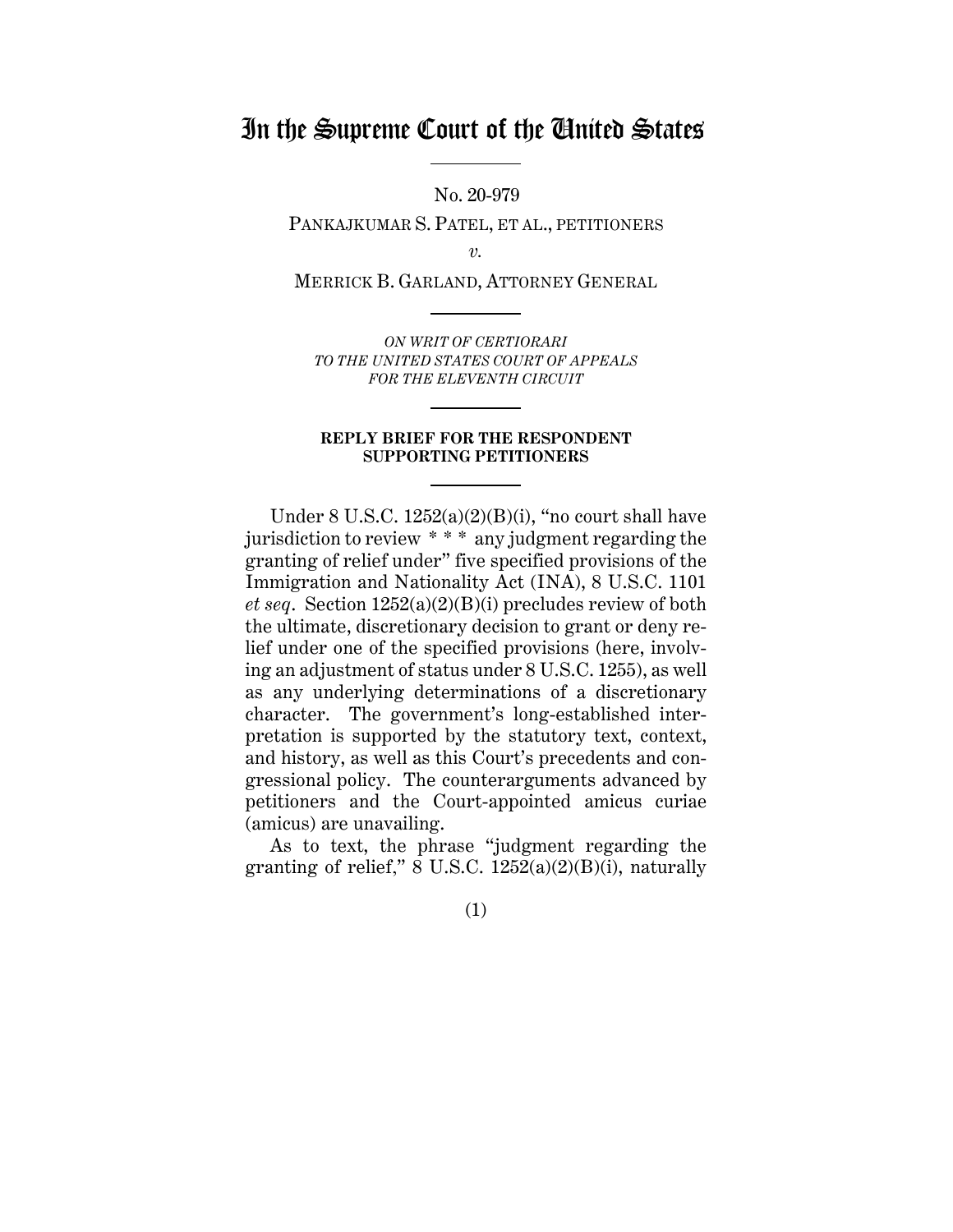# In the Supreme Court of the United States

No. 20-979

PANKAJKUMAR S. PATEL, ET AL., PETITIONERS

*v.*

MERRICK B. GARLAND, ATTORNEY GENERAL

*ON WRIT OF CERTIORARI*
*TO THE UNITED STATES COURT OF APPEALS*
*FOR THE ELEVENTH CIRCUIT*

**REPLY BRIEF FOR THE RESPONDENT SUPPORTING PETITIONERS**

Under 8 U.S.C. 1252(a)(2)(B)(i), "no court shall have jurisdiction to review * * * any judgment regarding the granting of relief under" five specified provisions of the Immigration and Nationality Act (INA), 8 U.S.C. 1101 *et seq*. Section 1252(a)(2)(B)(i) precludes review of both the ultimate, discretionary decision to grant or deny relief under one of the specified provisions (here, involving an adjustment of status under 8 U.S.C. 1255), as well as any underlying determinations of a discretionary character. The government's long-established interpretation is supported by the statutory text, context, and history, as well as this Court's precedents and congressional policy. The counterarguments advanced by petitioners and the Court-appointed amicus curiae (amicus) are unavailing.

As to text, the phrase "judgment regarding the granting of relief," 8 U.S.C. 1252(a)(2)(B)(i), naturally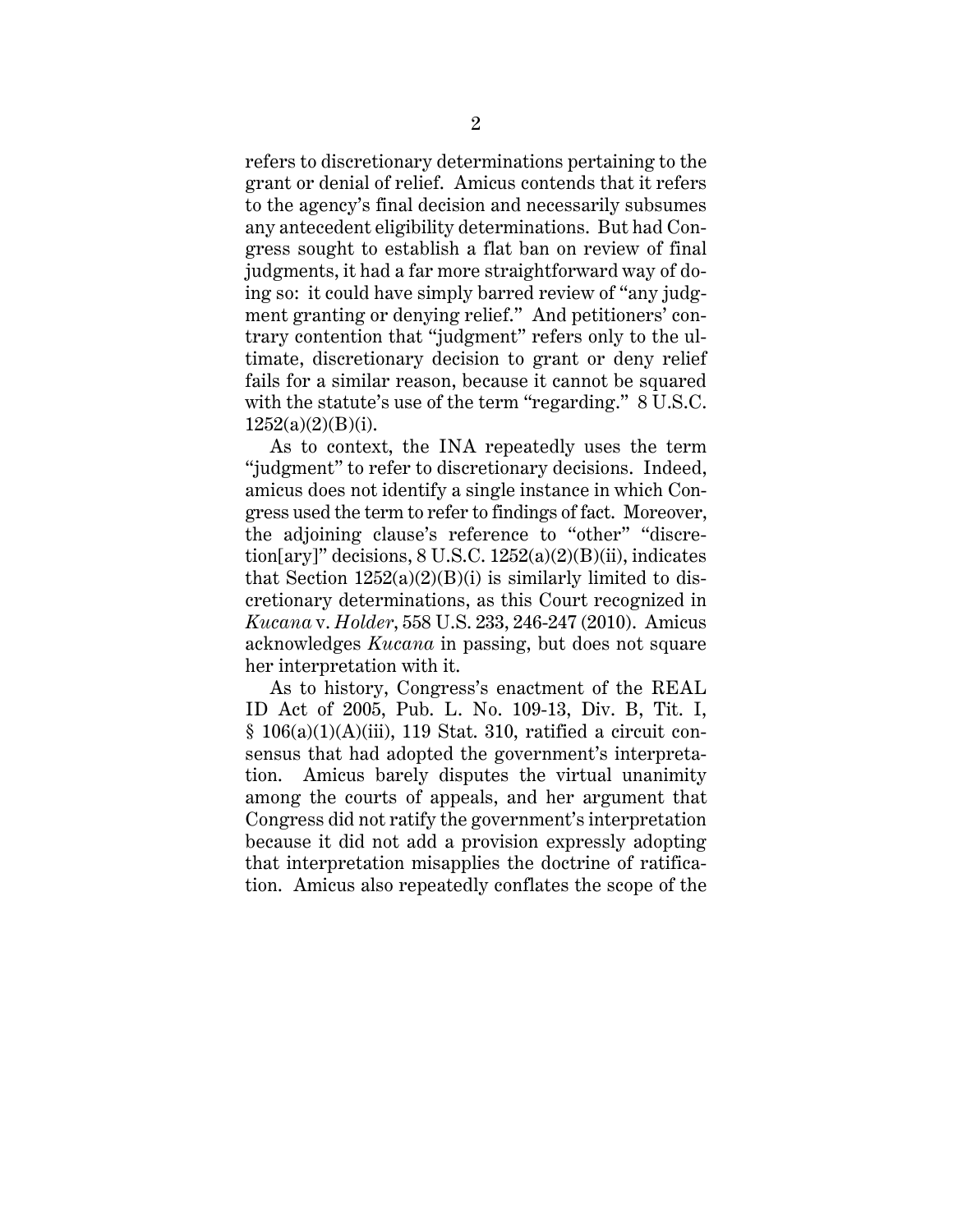refers to discretionary determinations pertaining to the grant or denial of relief. Amicus contends that it refers to the agency's final decision and necessarily subsumes any antecedent eligibility determinations. But had Congress sought to establish a flat ban on review of final judgments, it had a far more straightforward way of doing so: it could have simply barred review of "any judgment granting or denying relief." And petitioners' contrary contention that "judgment" refers only to the ultimate, discretionary decision to grant or deny relief fails for a similar reason, because it cannot be squared with the statute's use of the term "regarding." 8 U.S.C. 1252(a)(2)(B)(i).

As to context, the INA repeatedly uses the term "judgment" to refer to discretionary decisions. Indeed, amicus does not identify a single instance in which Congress used the term to refer to findings of fact. Moreover, the adjoining clause's reference to "other" "discretion[ary]" decisions, 8 U.S.C. 1252(a)(2)(B)(ii), indicates that Section 1252(a)(2)(B)(i) is similarly limited to discretionary determinations, as this Court recognized in *Kucana* v. *Holder*, 558 U.S. 233, 246-247 (2010). Amicus acknowledges *Kucana* in passing, but does not square her interpretation with it.

As to history, Congress's enactment of the REAL ID Act of 2005, Pub. L. No. 109-13, Div. B, Tit. I, § 106(a)(1)(A)(iii), 119 Stat. 310, ratified a circuit consensus that had adopted the government's interpretation. Amicus barely disputes the virtual unanimity among the courts of appeals, and her argument that Congress did not ratify the government's interpretation because it did not add a provision expressly adopting that interpretation misapplies the doctrine of ratification. Amicus also repeatedly conflates the scope of the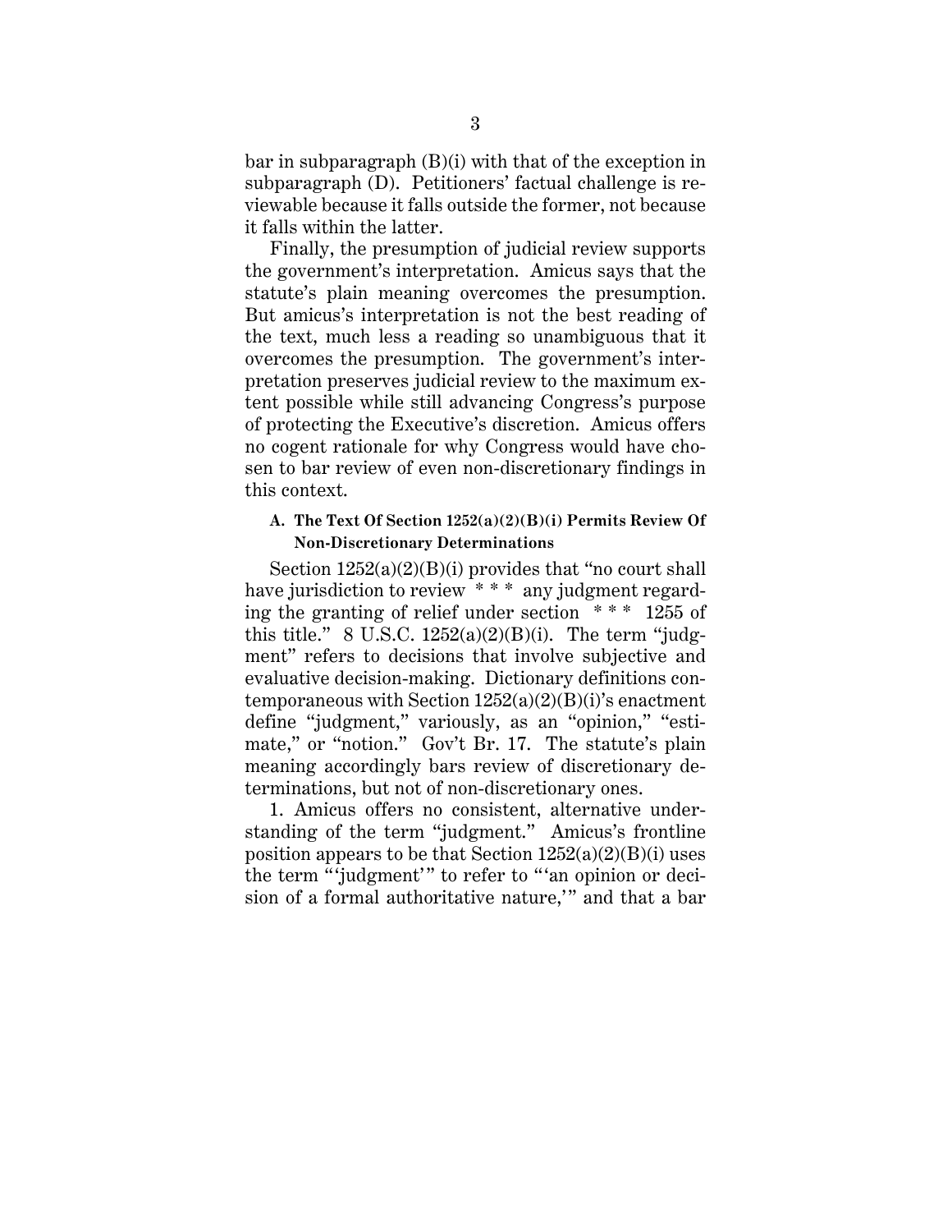bar in subparagraph (B)(i) with that of the exception in subparagraph (D). Petitioners' factual challenge is reviewable because it falls outside the former, not because it falls within the latter.

Finally, the presumption of judicial review supports the government's interpretation. Amicus says that the statute's plain meaning overcomes the presumption. But amicus's interpretation is not the best reading of the text, much less a reading so unambiguous that it overcomes the presumption. The government's interpretation preserves judicial review to the maximum extent possible while still advancing Congress's purpose of protecting the Executive's discretion. Amicus offers no cogent rationale for why Congress would have chosen to bar review of even non-discretionary findings in this context.

### A. The Text Of Section 1252(a)(2)(B)(i) Permits Review Of Non-Discretionary Determinations

Section 1252(a)(2)(B)(i) provides that "no court shall have jurisdiction to review * * * any judgment regarding the granting of relief under section * * * 1255 of this title." 8 U.S.C. 1252(a)(2)(B)(i). The term "judgment" refers to decisions that involve subjective and evaluative decision-making. Dictionary definitions contemporaneous with Section 1252(a)(2)(B)(i)'s enactment define "judgment," variously, as an "opinion," "estimate," or "notion." Gov't Br. 17. The statute's plain meaning accordingly bars review of discretionary determinations, but not of non-discretionary ones.

1. Amicus offers no consistent, alternative understanding of the term "judgment." Amicus's frontline position appears to be that Section 1252(a)(2)(B)(i) uses the term "'judgment'" to refer to "'an opinion or decision of a formal authoritative nature,'" and that a bar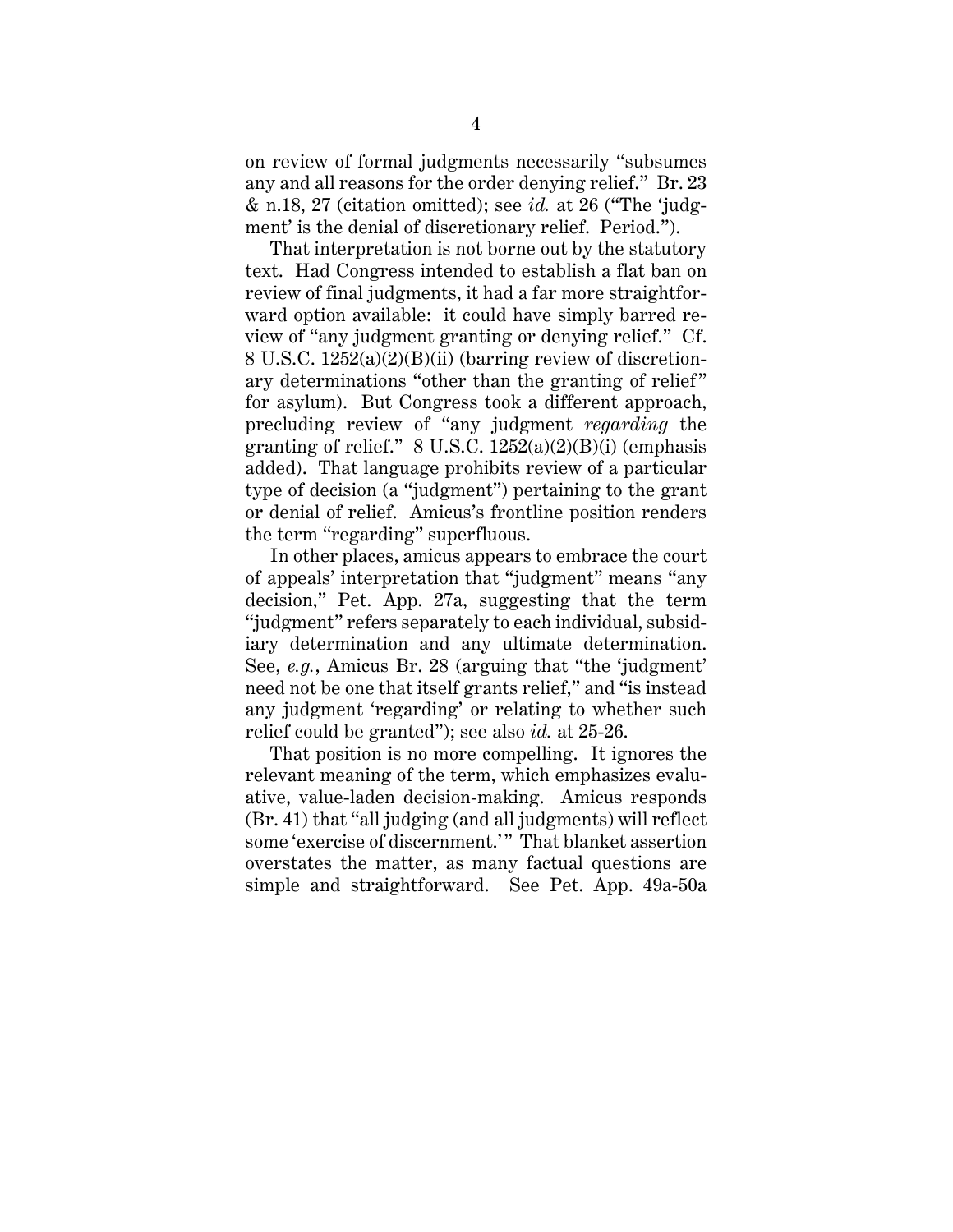on review of formal judgments necessarily "subsumes any and all reasons for the order denying relief." Br. 23 & n.18, 27 (citation omitted); see *id.* at 26 ("The 'judgment' is the denial of discretionary relief. Period.").

That interpretation is not borne out by the statutory text. Had Congress intended to establish a flat ban on review of final judgments, it had a far more straightforward option available: it could have simply barred review of "any judgment granting or denying relief." Cf. 8 U.S.C. 1252(a)(2)(B)(ii) (barring review of discretionary determinations "other than the granting of relief" for asylum). But Congress took a different approach, precluding review of "any judgment *regarding* the granting of relief." 8 U.S.C. 1252(a)(2)(B)(i) (emphasis added). That language prohibits review of a particular type of decision (a "judgment") pertaining to the grant or denial of relief. Amicus's frontline position renders the term "regarding" superfluous.

In other places, amicus appears to embrace the court of appeals' interpretation that "judgment" means "any decision," Pet. App. 27a, suggesting that the term "judgment" refers separately to each individual, subsidiary determination and any ultimate determination. See, *e.g.*, Amicus Br. 28 (arguing that "the 'judgment' need not be one that itself grants relief," and "is instead any judgment 'regarding' or relating to whether such relief could be granted"); see also *id.* at 25-26.

That position is no more compelling. It ignores the relevant meaning of the term, which emphasizes evaluative, value-laden decision-making. Amicus responds (Br. 41) that "all judging (and all judgments) will reflect some 'exercise of discernment.'" That blanket assertion overstates the matter, as many factual questions are simple and straightforward. See Pet. App. 49a-50a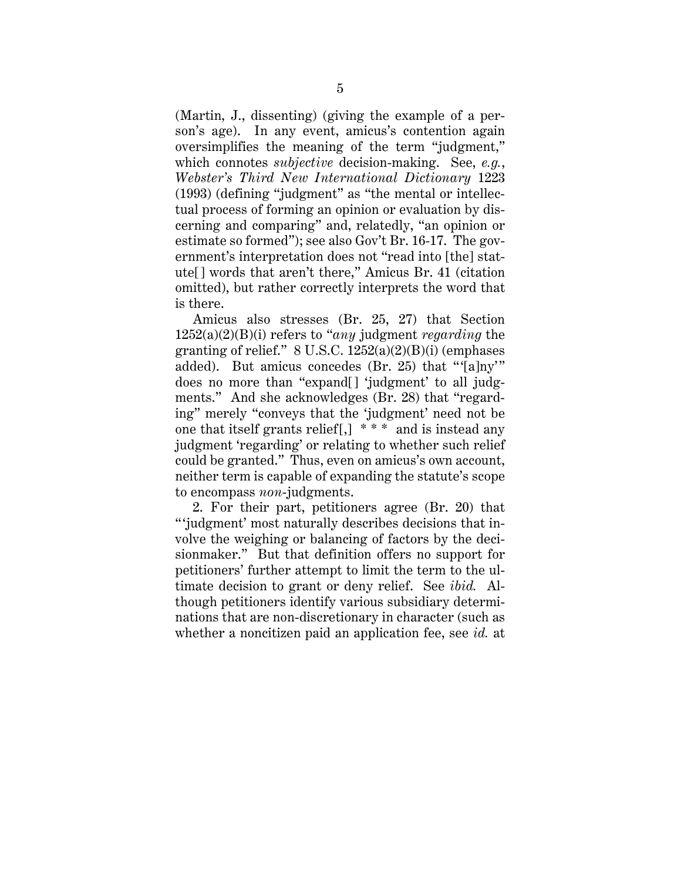(Martin, J., dissenting) (giving the example of a person's age). In any event, amicus's contention again oversimplifies the meaning of the term "judgment," which connotes *subjective* decision-making. See, *e.g.*, *Webster's Third New International Dictionary* 1223 (1993) (defining "judgment" as "the mental or intellectual process of forming an opinion or evaluation by discerning and comparing" and, relatedly, "an opinion or estimate so formed"); see also Gov't Br. 16-17. The government's interpretation does not "read into [the] statute[] words that aren't there," Amicus Br. 41 (citation omitted), but rather correctly interprets the word that is there.

Amicus also stresses (Br. 25, 27) that Section 1252(a)(2)(B)(i) refers to "*any* judgment *regarding* the granting of relief." 8 U.S.C. 1252(a)(2)(B)(i) (emphases added). But amicus concedes (Br. 25) that "'[a]ny'" does no more than "expand[] 'judgment' to all judgments." And she acknowledges (Br. 28) that "regarding" merely "conveys that the 'judgment' need not be one that itself grants relief[,] \* \* \* and is instead any judgment 'regarding' or relating to whether such relief could be granted." Thus, even on amicus's own account, neither term is capable of expanding the statute's scope to encompass *non*-judgments.

2. For their part, petitioners agree (Br. 20) that "'judgment' most naturally describes decisions that involve the weighing or balancing of factors by the decisionmaker." But that definition offers no support for petitioners' further attempt to limit the term to the ultimate decision to grant or deny relief. See *ibid.* Although petitioners identify various subsidiary determinations that are non-discretionary in character (such as whether a noncitizen paid an application fee, see *id.* at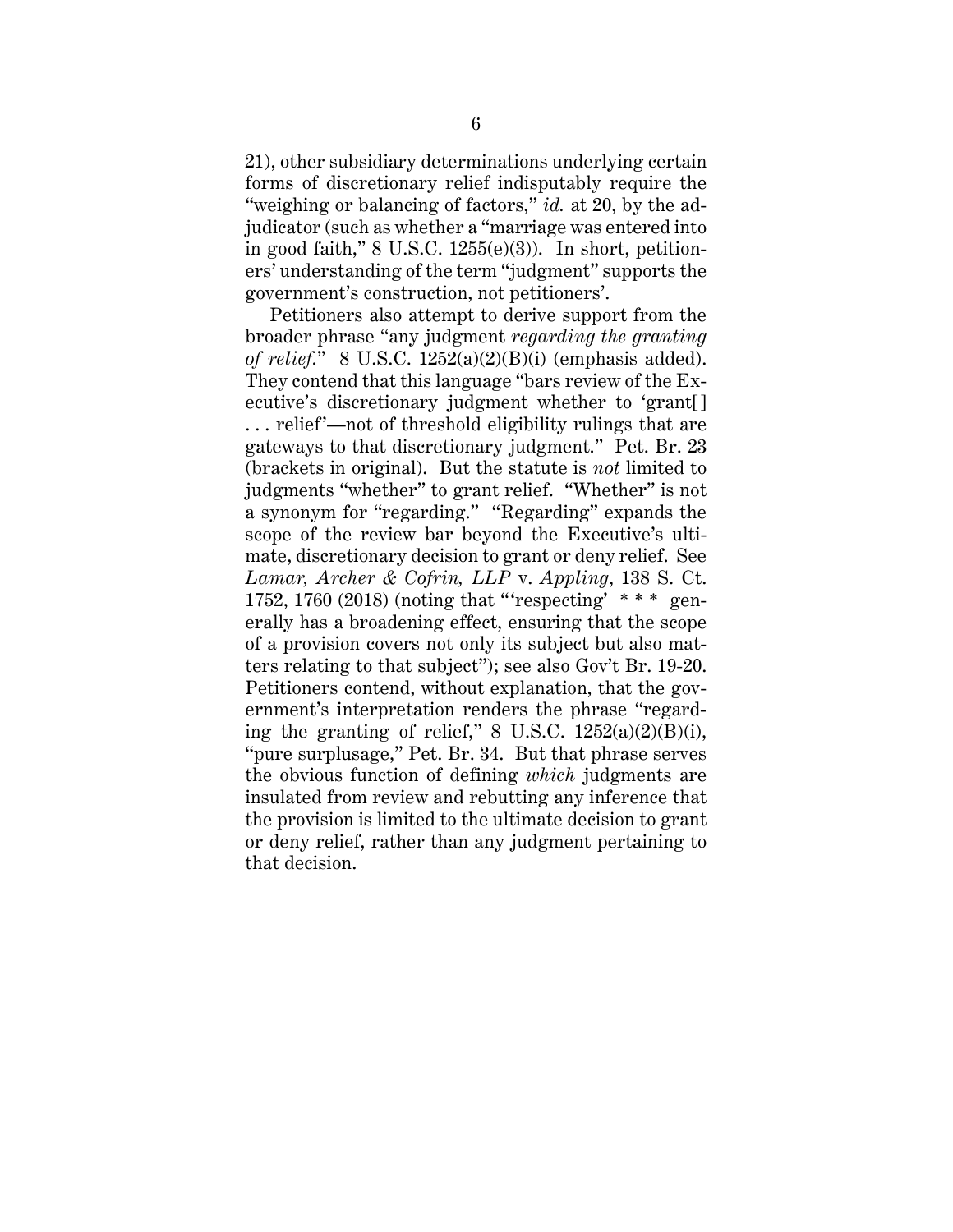21), other subsidiary determinations underlying certain forms of discretionary relief indisputably require the "weighing or balancing of factors," *id.* at 20, by the adjudicator (such as whether a "marriage was entered into in good faith," 8 U.S.C. 1255(e)(3)). In short, petitioners' understanding of the term "judgment" supports the government's construction, not petitioners'.

Petitioners also attempt to derive support from the broader phrase "any judgment *regarding the granting of relief*." 8 U.S.C. 1252(a)(2)(B)(i) (emphasis added). They contend that this language "bars review of the Executive's discretionary judgment whether to 'grant[] . . . relief'—not of threshold eligibility rulings that are gateways to that discretionary judgment." Pet. Br. 23 (brackets in original). But the statute is *not* limited to judgments "whether" to grant relief. "Whether" is not a synonym for "regarding." "Regarding" expands the scope of the review bar beyond the Executive's ultimate, discretionary decision to grant or deny relief. See *Lamar, Archer & Cofrin, LLP* v. *Appling*, 138 S. Ct. 1752, 1760 (2018) (noting that "'respecting' * * * generally has a broadening effect, ensuring that the scope of a provision covers not only its subject but also matters relating to that subject"); see also Gov't Br. 19-20. Petitioners contend, without explanation, that the government's interpretation renders the phrase "regarding the granting of relief," 8 U.S.C. 1252(a)(2)(B)(i), "pure surplusage," Pet. Br. 34. But that phrase serves the obvious function of defining *which* judgments are insulated from review and rebutting any inference that the provision is limited to the ultimate decision to grant or deny relief, rather than any judgment pertaining to that decision.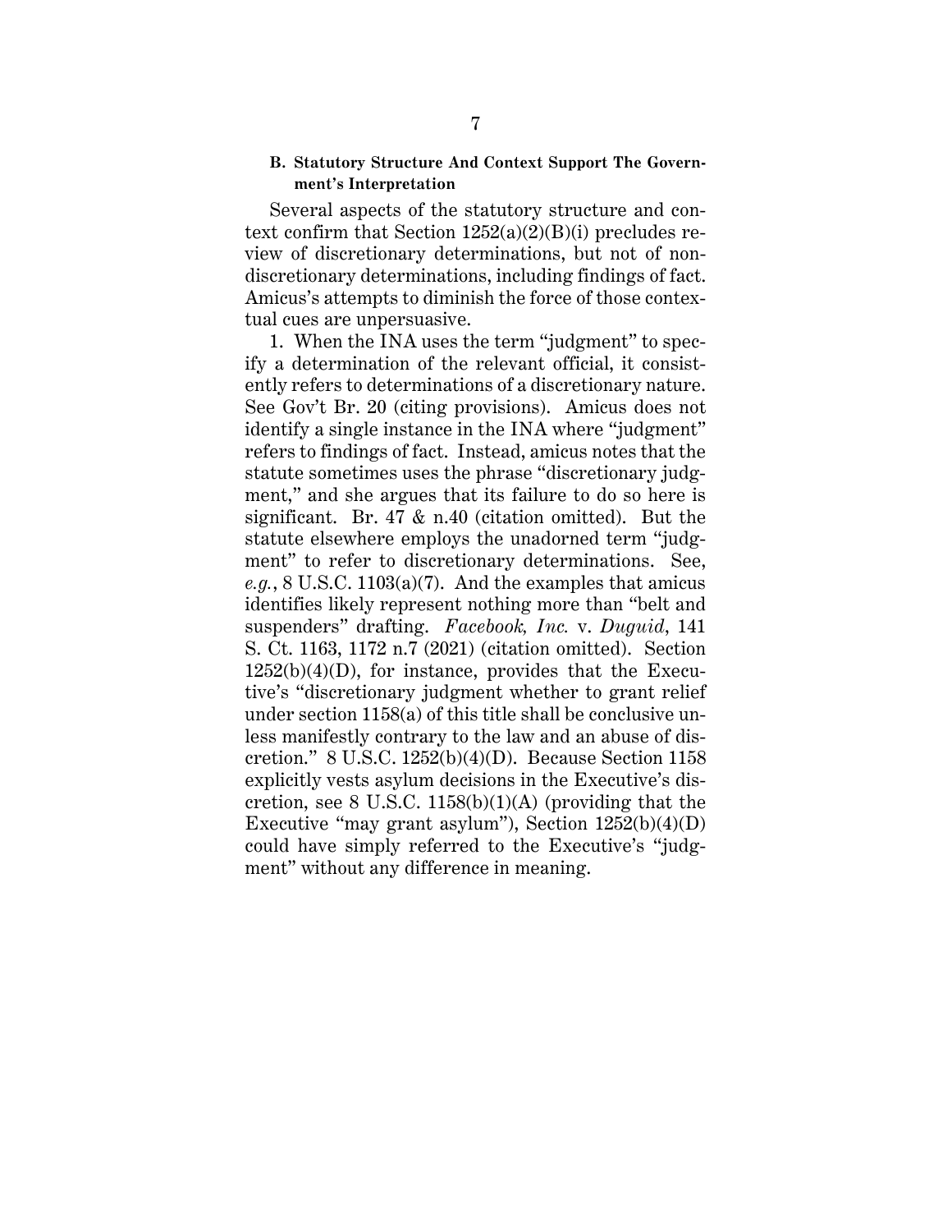### B. Statutory Structure And Context Support The Government's Interpretation

Several aspects of the statutory structure and context confirm that Section 1252(a)(2)(B)(i) precludes review of discretionary determinations, but not of nondiscretionary determinations, including findings of fact. Amicus's attempts to diminish the force of those contextual cues are unpersuasive.

1. When the INA uses the term "judgment" to specify a determination of the relevant official, it consistently refers to determinations of a discretionary nature. See Gov't Br. 20 (citing provisions). Amicus does not identify a single instance in the INA where "judgment" refers to findings of fact. Instead, amicus notes that the statute sometimes uses the phrase "discretionary judgment," and she argues that its failure to do so here is significant. Br. 47 & n.40 (citation omitted). But the statute elsewhere employs the unadorned term "judgment" to refer to discretionary determinations. See, *e.g.*, 8 U.S.C. 1103(a)(7). And the examples that amicus identifies likely represent nothing more than "belt and suspenders" drafting. *Facebook, Inc.* v. *Duguid*, 141 S. Ct. 1163, 1172 n.7 (2021) (citation omitted). Section 1252(b)(4)(D), for instance, provides that the Executive's "discretionary judgment whether to grant relief under section 1158(a) of this title shall be conclusive unless manifestly contrary to the law and an abuse of discretion." 8 U.S.C. 1252(b)(4)(D). Because Section 1158 explicitly vests asylum decisions in the Executive's discretion, see 8 U.S.C. 1158(b)(1)(A) (providing that the Executive "may grant asylum"), Section 1252(b)(4)(D) could have simply referred to the Executive's "judgment" without any difference in meaning.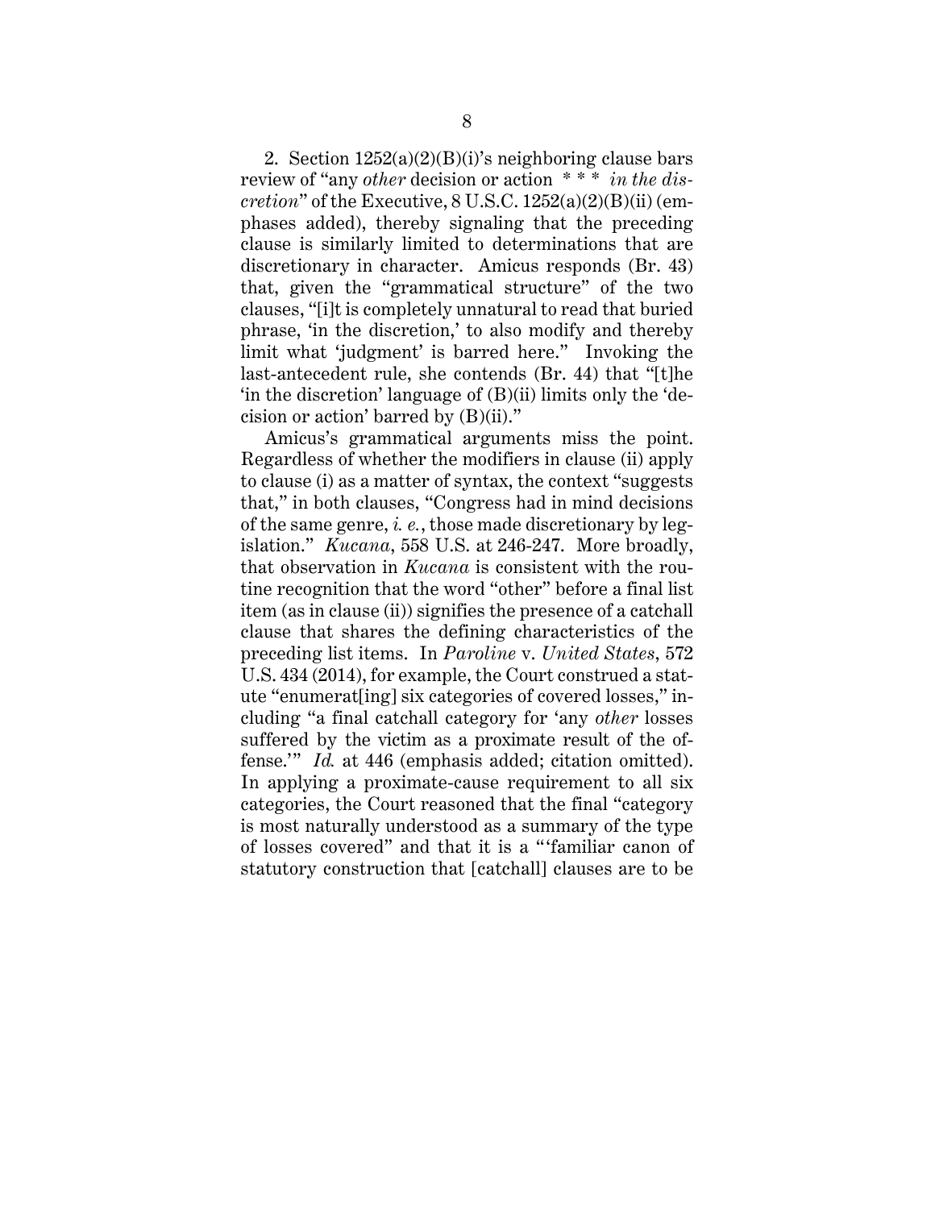2. Section 1252(a)(2)(B)(i)'s neighboring clause bars review of "any *other* decision or action * * * *in the discretion*" of the Executive, 8 U.S.C. 1252(a)(2)(B)(ii) (emphases added), thereby signaling that the preceding clause is similarly limited to determinations that are discretionary in character. Amicus responds (Br. 43) that, given the "grammatical structure" of the two clauses, "[i]t is completely unnatural to read that buried phrase, 'in the discretion,' to also modify and thereby limit what 'judgment' is barred here." Invoking the last-antecedent rule, she contends (Br. 44) that "[t]he 'in the discretion' language of (B)(ii) limits only the 'decision or action' barred by (B)(ii)."

Amicus's grammatical arguments miss the point. Regardless of whether the modifiers in clause (ii) apply to clause (i) as a matter of syntax, the context "suggests that," in both clauses, "Congress had in mind decisions of the same genre, *i. e.*, those made discretionary by legislation." *Kucana*, 558 U.S. at 246-247. More broadly, that observation in *Kucana* is consistent with the routine recognition that the word "other" before a final list item (as in clause (ii)) signifies the presence of a catchall clause that shares the defining characteristics of the preceding list items. In *Paroline* v. *United States*, 572 U.S. 434 (2014), for example, the Court construed a statute "enumerat[ing] six categories of covered losses," including "a final catchall category for 'any *other* losses suffered by the victim as a proximate result of the offense.'" *Id.* at 446 (emphasis added; citation omitted). In applying a proximate-cause requirement to all six categories, the Court reasoned that the final "category is most naturally understood as a summary of the type of losses covered" and that it is a "'familiar canon of statutory construction that [catchall] clauses are to be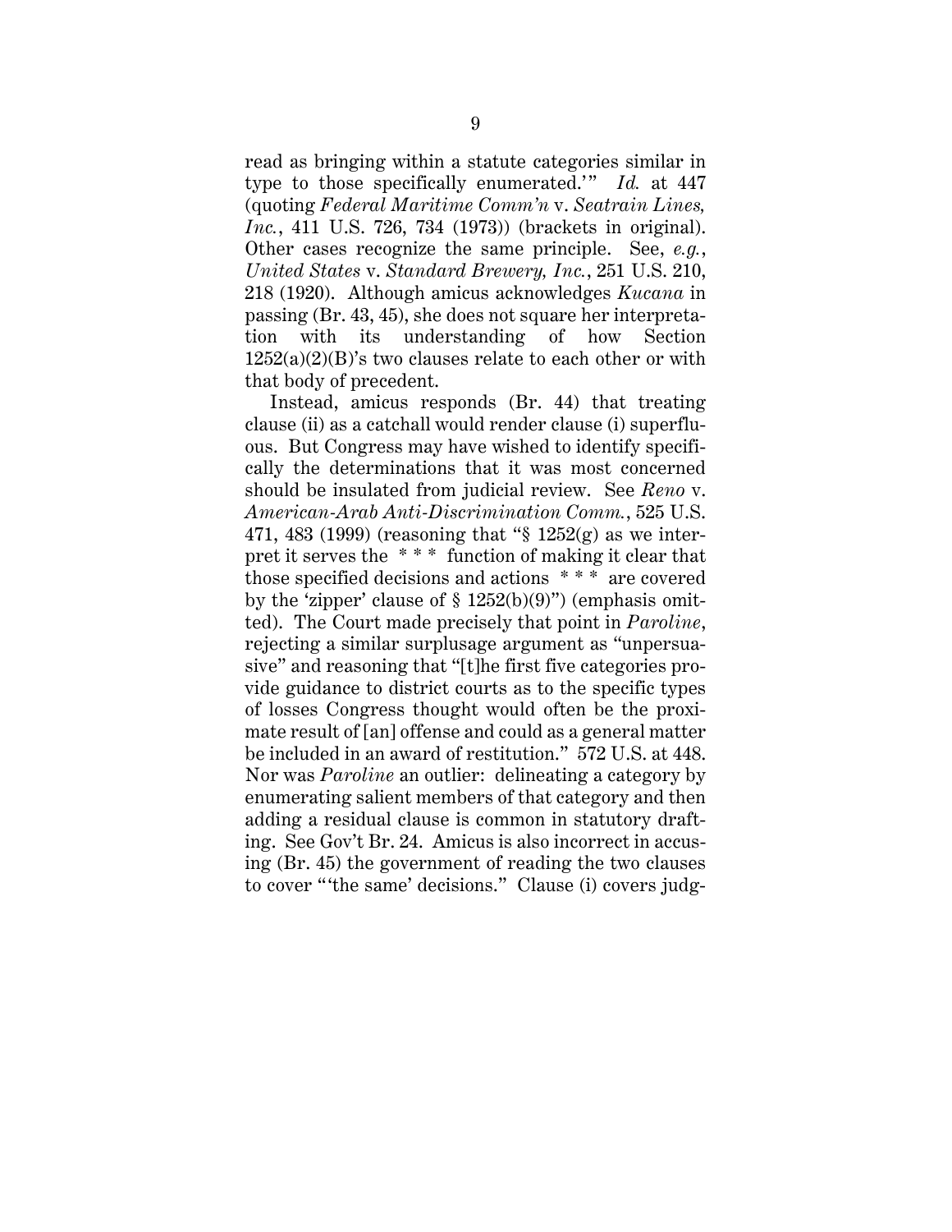read as bringing within a statute categories similar in type to those specifically enumerated.'" *Id.* at 447 (quoting *Federal Maritime Comm'n* v. *Seatrain Lines, Inc.*, 411 U.S. 726, 734 (1973)) (brackets in original). Other cases recognize the same principle. See, *e.g.*, *United States* v. *Standard Brewery, Inc.*, 251 U.S. 210, 218 (1920). Although amicus acknowledges *Kucana* in passing (Br. 43, 45), she does not square her interpretation with its understanding of how Section 1252(a)(2)(B)'s two clauses relate to each other or with that body of precedent.

Instead, amicus responds (Br. 44) that treating clause (ii) as a catchall would render clause (i) superfluous. But Congress may have wished to identify specifically the determinations that it was most concerned should be insulated from judicial review. See *Reno* v. *American-Arab Anti-Discrimination Comm.*, 525 U.S. 471, 483 (1999) (reasoning that "§ 1252(g) as we interpret it serves the * * * function of making it clear that those specified decisions and actions * * * are covered by the 'zipper' clause of § 1252(b)(9)") (emphasis omitted). The Court made precisely that point in *Paroline*, rejecting a similar surplusage argument as "unpersuasive" and reasoning that "[t]he first five categories provide guidance to district courts as to the specific types of losses Congress thought would often be the proximate result of [an] offense and could as a general matter be included in an award of restitution." 572 U.S. at 448. Nor was *Paroline* an outlier: delineating a category by enumerating salient members of that category and then adding a residual clause is common in statutory drafting. See Gov't Br. 24. Amicus is also incorrect in accusing (Br. 45) the government of reading the two clauses to cover "'the same' decisions." Clause (i) covers judg-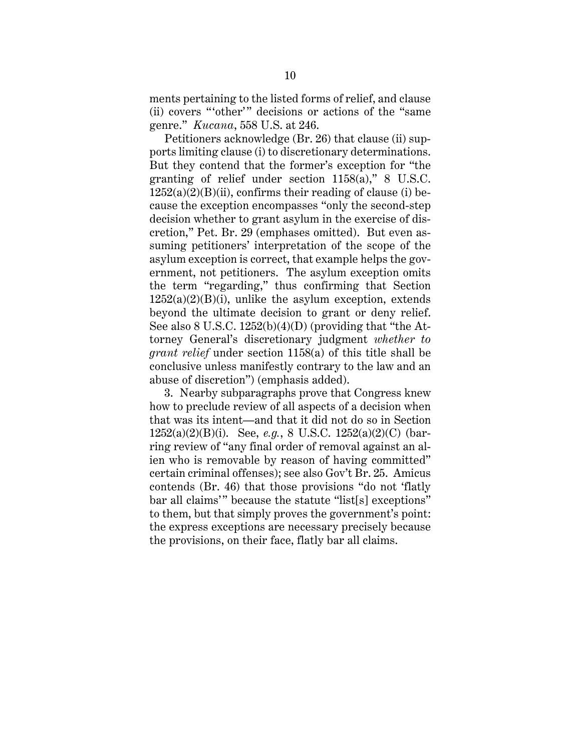ments pertaining to the listed forms of relief, and clause (ii) covers "'other'" decisions or actions of the "same genre." *Kucana*, 558 U.S. at 246.

Petitioners acknowledge (Br. 26) that clause (ii) supports limiting clause (i) to discretionary determinations. But they contend that the former's exception for "the granting of relief under section 1158(a)," 8 U.S.C. 1252(a)(2)(B)(ii), confirms their reading of clause (i) because the exception encompasses "only the second-step decision whether to grant asylum in the exercise of discretion," Pet. Br. 29 (emphases omitted). But even assuming petitioners' interpretation of the scope of the asylum exception is correct, that example helps the government, not petitioners. The asylum exception omits the term "regarding," thus confirming that Section 1252(a)(2)(B)(i), unlike the asylum exception, extends beyond the ultimate decision to grant or deny relief. See also 8 U.S.C. 1252(b)(4)(D) (providing that "the Attorney General's discretionary judgment *whether to grant relief* under section 1158(a) of this title shall be conclusive unless manifestly contrary to the law and an abuse of discretion") (emphasis added).

3. Nearby subparagraphs prove that Congress knew how to preclude review of all aspects of a decision when that was its intent—and that it did not do so in Section 1252(a)(2)(B)(i). See, *e.g.*, 8 U.S.C. 1252(a)(2)(C) (barring review of "any final order of removal against an alien who is removable by reason of having committed" certain criminal offenses); see also Gov't Br. 25. Amicus contends (Br. 46) that those provisions "do not 'flatly bar all claims'" because the statute "list[s] exceptions" to them, but that simply proves the government's point: the express exceptions are necessary precisely because the provisions, on their face, flatly bar all claims.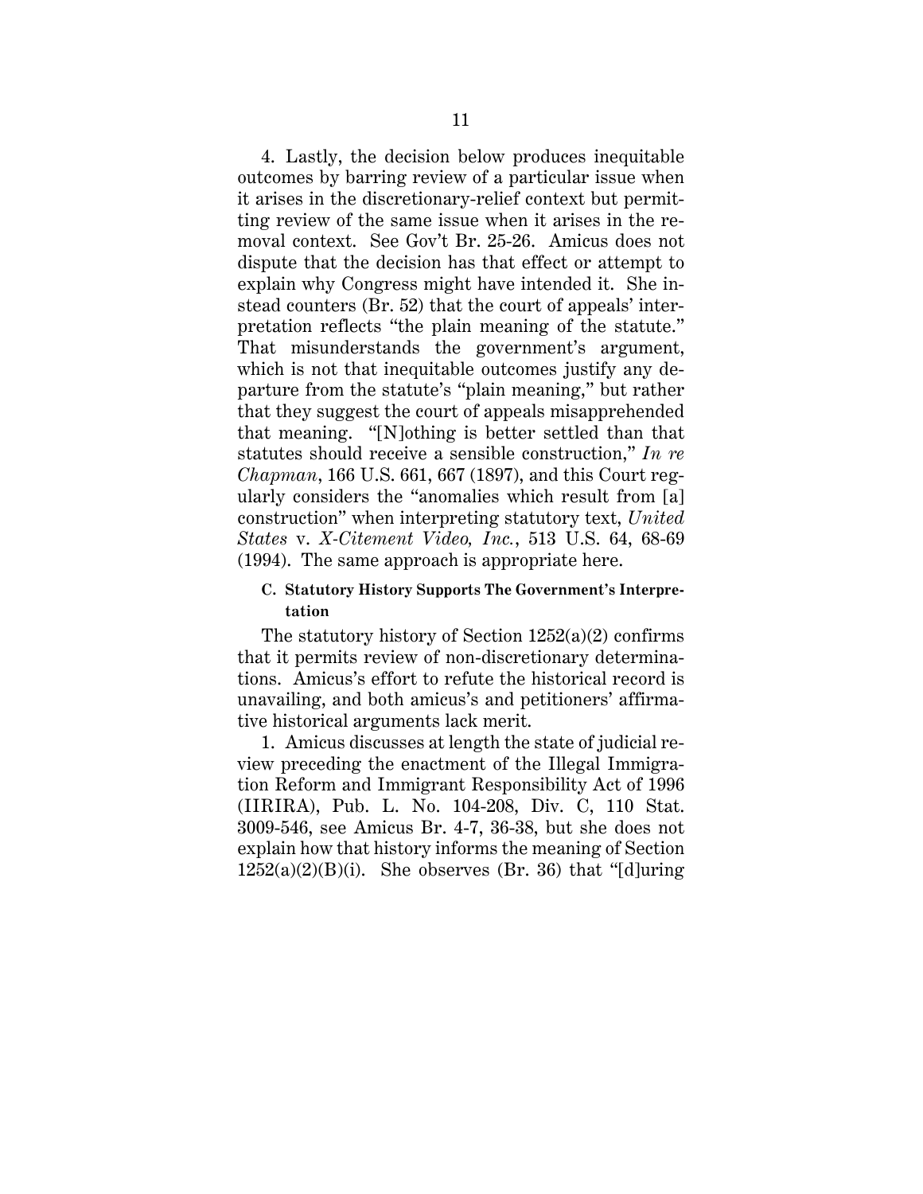4. Lastly, the decision below produces inequitable outcomes by barring review of a particular issue when it arises in the discretionary-relief context but permitting review of the same issue when it arises in the removal context. See Gov't Br. 25-26. Amicus does not dispute that the decision has that effect or attempt to explain why Congress might have intended it. She instead counters (Br. 52) that the court of appeals' interpretation reflects "the plain meaning of the statute." That misunderstands the government's argument, which is not that inequitable outcomes justify any departure from the statute's "plain meaning," but rather that they suggest the court of appeals misapprehended that meaning. "[N]othing is better settled than that statutes should receive a sensible construction," *In re Chapman*, 166 U.S. 661, 667 (1897), and this Court regularly considers the "anomalies which result from [a] construction" when interpreting statutory text, *United States* v. *X-Citement Video, Inc.*, 513 U.S. 64, 68-69 (1994). The same approach is appropriate here.

### C. Statutory History Supports The Government's Interpretation

The statutory history of Section 1252(a)(2) confirms that it permits review of non-discretionary determinations. Amicus's effort to refute the historical record is unavailing, and both amicus's and petitioners' affirmative historical arguments lack merit.

1. Amicus discusses at length the state of judicial review preceding the enactment of the Illegal Immigration Reform and Immigrant Responsibility Act of 1996 (IIRIRA), Pub. L. No. 104-208, Div. C, 110 Stat. 3009-546, see Amicus Br. 4-7, 36-38, but she does not explain how that history informs the meaning of Section 1252(a)(2)(B)(i). She observes (Br. 36) that "[d]uring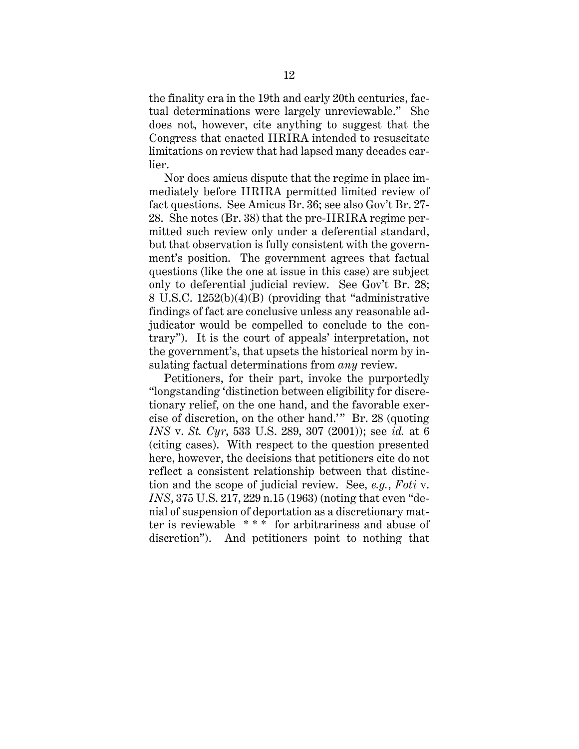the finality era in the 19th and early 20th centuries, factual determinations were largely unreviewable." She does not, however, cite anything to suggest that the Congress that enacted IIRIRA intended to resuscitate limitations on review that had lapsed many decades earlier.

Nor does amicus dispute that the regime in place immediately before IIRIRA permitted limited review of fact questions. See Amicus Br. 36; see also Gov't Br. 27-28. She notes (Br. 38) that the pre-IIRIRA regime permitted such review only under a deferential standard, but that observation is fully consistent with the government's position. The government agrees that factual questions (like the one at issue in this case) are subject only to deferential judicial review. See Gov't Br. 28; 8 U.S.C. 1252(b)(4)(B) (providing that "administrative findings of fact are conclusive unless any reasonable adjudicator would be compelled to conclude to the contrary"). It is the court of appeals' interpretation, not the government's, that upsets the historical norm by insulating factual determinations from *any* review.

Petitioners, for their part, invoke the purportedly "longstanding 'distinction between eligibility for discretionary relief, on the one hand, and the favorable exercise of discretion, on the other hand.'" Br. 28 (quoting *INS* v. *St. Cyr*, 533 U.S. 289, 307 (2001)); see *id.* at 6 (citing cases). With respect to the question presented here, however, the decisions that petitioners cite do not reflect a consistent relationship between that distinction and the scope of judicial review. See, *e.g.*, *Foti* v. *INS*, 375 U.S. 217, 229 n.15 (1963) (noting that even "denial of suspension of deportation as a discretionary matter is reviewable * * * for arbitrariness and abuse of discretion"). And petitioners point to nothing that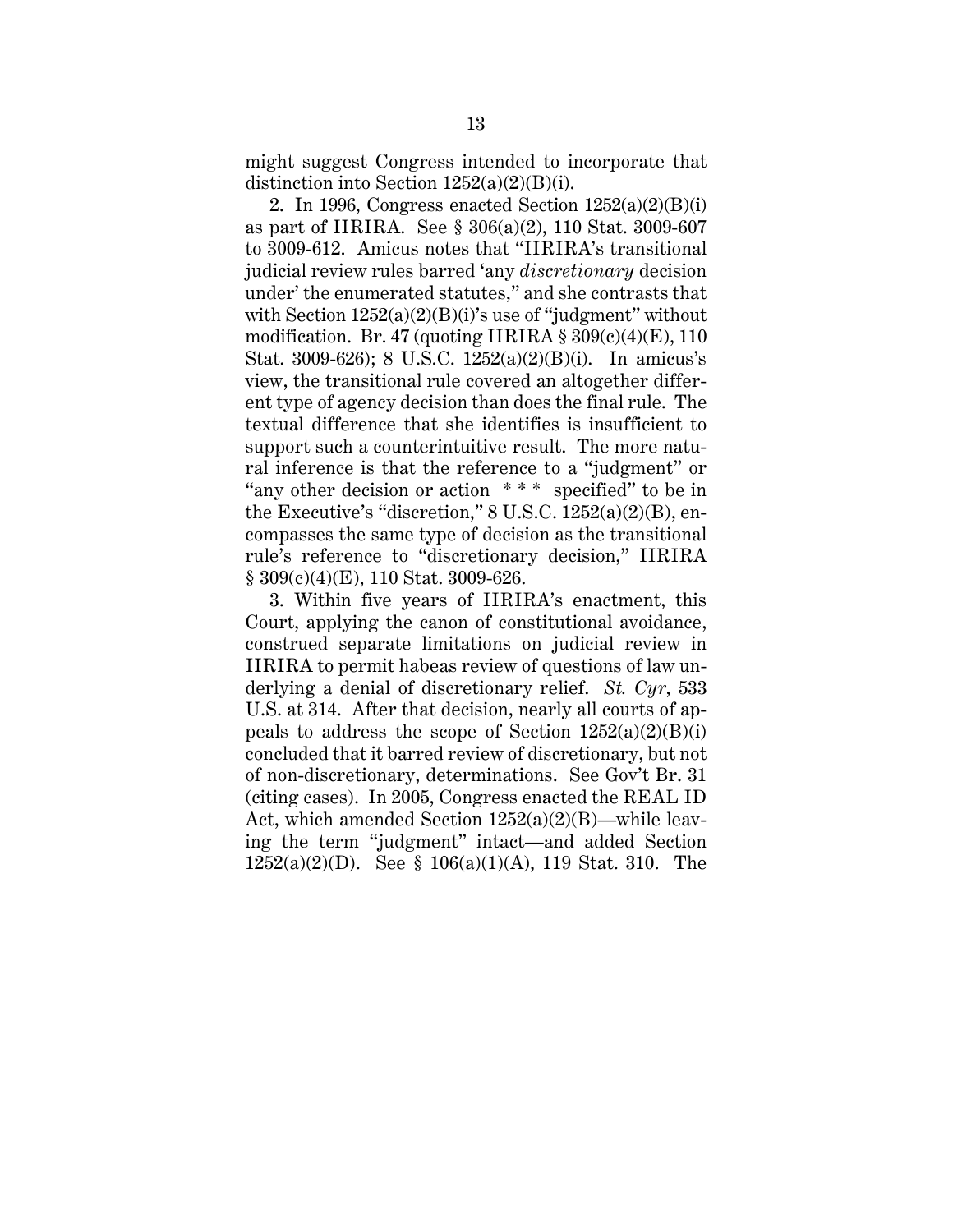might suggest Congress intended to incorporate that distinction into Section 1252(a)(2)(B)(i).

2. In 1996, Congress enacted Section 1252(a)(2)(B)(i) as part of IIRIRA. See § 306(a)(2), 110 Stat. 3009-607 to 3009-612. Amicus notes that "IIRIRA's transitional judicial review rules barred 'any *discretionary* decision under' the enumerated statutes," and she contrasts that with Section 1252(a)(2)(B)(i)'s use of "judgment" without modification. Br. 47 (quoting IIRIRA § 309(c)(4)(E), 110 Stat. 3009-626); 8 U.S.C. 1252(a)(2)(B)(i). In amicus's view, the transitional rule covered an altogether different type of agency decision than does the final rule. The textual difference that she identifies is insufficient to support such a counterintuitive result. The more natural inference is that the reference to a "judgment" or "any other decision or action * * * specified" to be in the Executive's "discretion," 8 U.S.C. 1252(a)(2)(B), encompasses the same type of decision as the transitional rule's reference to "discretionary decision," IIRIRA § 309(c)(4)(E), 110 Stat. 3009-626.

3. Within five years of IIRIRA's enactment, this Court, applying the canon of constitutional avoidance, construed separate limitations on judicial review in IIRIRA to permit habeas review of questions of law underlying a denial of discretionary relief. *St. Cyr*, 533 U.S. at 314. After that decision, nearly all courts of appeals to address the scope of Section 1252(a)(2)(B)(i) concluded that it barred review of discretionary, but not of non-discretionary, determinations. See Gov't Br. 31 (citing cases). In 2005, Congress enacted the REAL ID Act, which amended Section 1252(a)(2)(B)—while leaving the term "judgment" intact—and added Section 1252(a)(2)(D). See § 106(a)(1)(A), 119 Stat. 310. The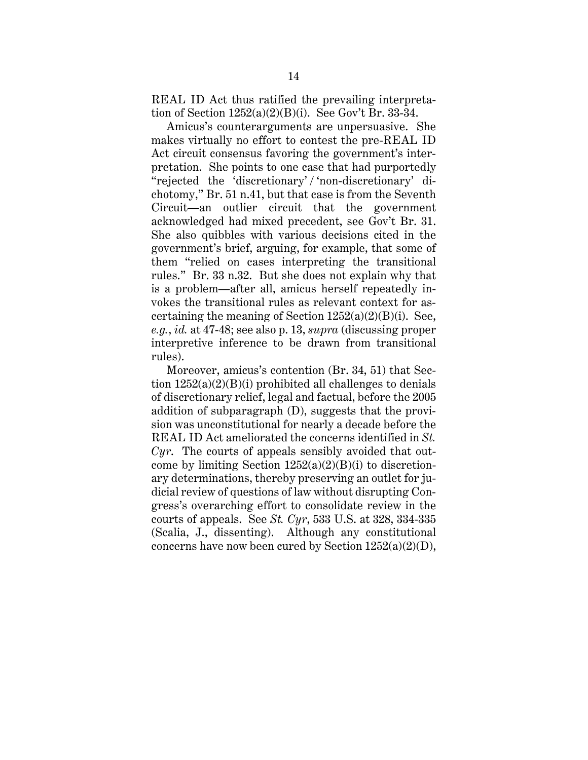REAL ID Act thus ratified the prevailing interpretation of Section 1252(a)(2)(B)(i). See Gov't Br. 33-34.

Amicus's counterarguments are unpersuasive. She makes virtually no effort to contest the pre-REAL ID Act circuit consensus favoring the government's interpretation. She points to one case that had purportedly "rejected the 'discretionary' / 'non-discretionary' dichotomy," Br. 51 n.41, but that case is from the Seventh Circuit—an outlier circuit that the government acknowledged had mixed precedent, see Gov't Br. 31. She also quibbles with various decisions cited in the government's brief, arguing, for example, that some of them "relied on cases interpreting the transitional rules." Br. 33 n.32. But she does not explain why that is a problem—after all, amicus herself repeatedly invokes the transitional rules as relevant context for ascertaining the meaning of Section 1252(a)(2)(B)(i). See, *e.g.*, *id.* at 47-48; see also p. 13, *supra* (discussing proper interpretive inference to be drawn from transitional rules).

Moreover, amicus's contention (Br. 34, 51) that Section 1252(a)(2)(B)(i) prohibited all challenges to denials of discretionary relief, legal and factual, before the 2005 addition of subparagraph (D), suggests that the provision was unconstitutional for nearly a decade before the REAL ID Act ameliorated the concerns identified in *St. Cyr*. The courts of appeals sensibly avoided that outcome by limiting Section 1252(a)(2)(B)(i) to discretionary determinations, thereby preserving an outlet for judicial review of questions of law without disrupting Congress's overarching effort to consolidate review in the courts of appeals. See *St. Cyr*, 533 U.S. at 328, 334-335 (Scalia, J., dissenting). Although any constitutional concerns have now been cured by Section 1252(a)(2)(D),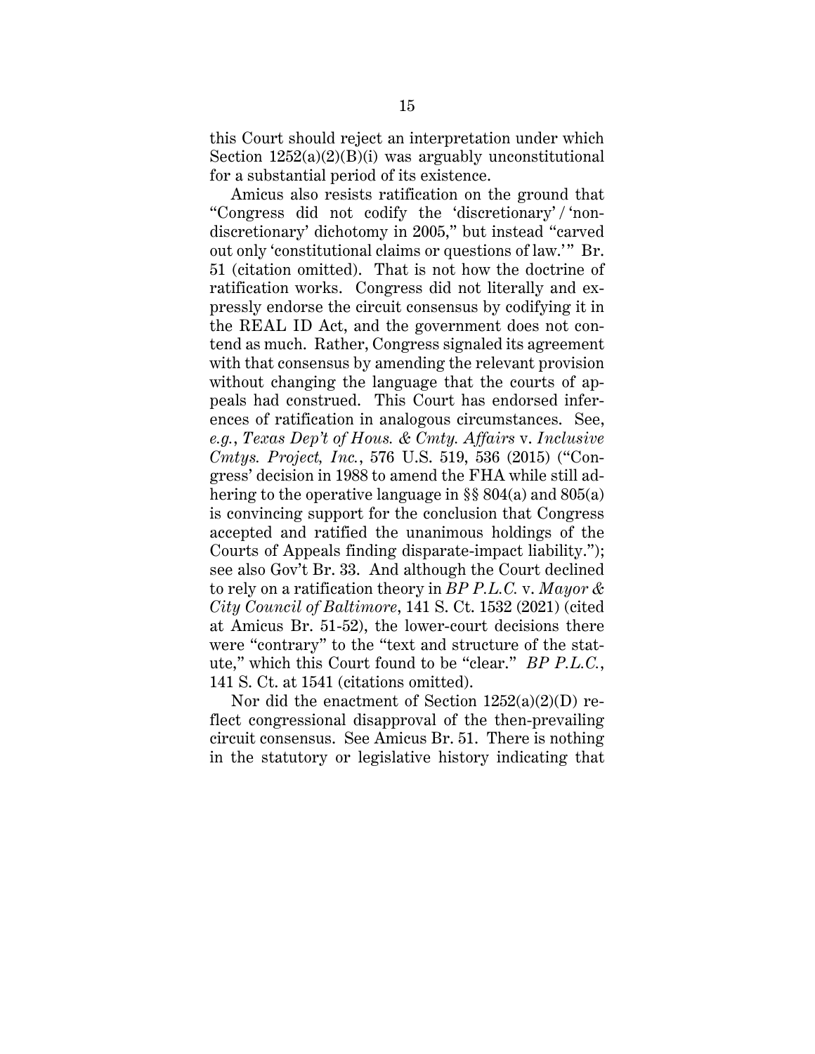this Court should reject an interpretation under which Section 1252(a)(2)(B)(i) was arguably unconstitutional for a substantial period of its existence.

Amicus also resists ratification on the ground that "Congress did not codify the 'discretionary' / 'non-discretionary' dichotomy in 2005," but instead "carved out only 'constitutional claims or questions of law.'" Br. 51 (citation omitted). That is not how the doctrine of ratification works. Congress did not literally and expressly endorse the circuit consensus by codifying it in the REAL ID Act, and the government does not contend as much. Rather, Congress signaled its agreement with that consensus by amending the relevant provision without changing the language that the courts of appeals had construed. This Court has endorsed inferences of ratification in analogous circumstances. See, *e.g.*, *Texas Dep't of Hous. & Cmty. Affairs* v. *Inclusive Cmtys. Project, Inc.*, 576 U.S. 519, 536 (2015) ("Congress' decision in 1988 to amend the FHA while still adhering to the operative language in §§ 804(a) and 805(a) is convincing support for the conclusion that Congress accepted and ratified the unanimous holdings of the Courts of Appeals finding disparate-impact liability."); see also Gov't Br. 33. And although the Court declined to rely on a ratification theory in *BP P.L.C.* v. *Mayor & City Council of Baltimore*, 141 S. Ct. 1532 (2021) (cited at Amicus Br. 51-52), the lower-court decisions there were "contrary" to the "text and structure of the statute," which this Court found to be "clear." *BP P.L.C.*, 141 S. Ct. at 1541 (citations omitted).

Nor did the enactment of Section 1252(a)(2)(D) reflect congressional disapproval of the then-prevailing circuit consensus. See Amicus Br. 51. There is nothing in the statutory or legislative history indicating that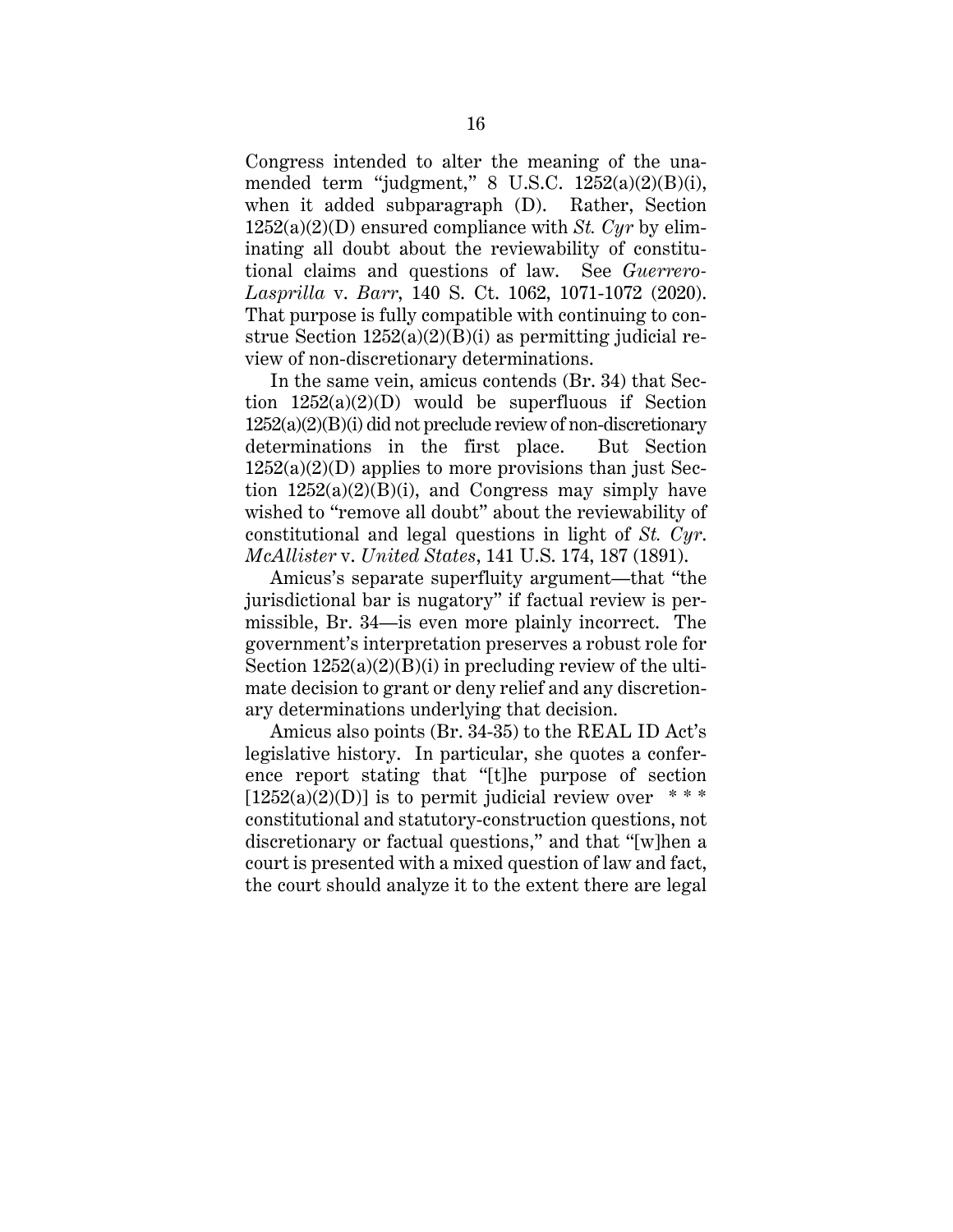Congress intended to alter the meaning of the unamended term "judgment," 8 U.S.C. 1252(a)(2)(B)(i), when it added subparagraph (D). Rather, Section 1252(a)(2)(D) ensured compliance with *St. Cyr* by eliminating all doubt about the reviewability of constitutional claims and questions of law. See *Guerrero-Lasprilla* v. *Barr*, 140 S. Ct. 1062, 1071-1072 (2020). That purpose is fully compatible with continuing to construe Section 1252(a)(2)(B)(i) as permitting judicial review of non-discretionary determinations.

In the same vein, amicus contends (Br. 34) that Section 1252(a)(2)(D) would be superfluous if Section 1252(a)(2)(B)(i) did not preclude review of non-discretionary determinations in the first place. But Section 1252(a)(2)(D) applies to more provisions than just Section 1252(a)(2)(B)(i), and Congress may simply have wished to "remove all doubt" about the reviewability of constitutional and legal questions in light of *St. Cyr*. *McAllister* v. *United States*, 141 U.S. 174, 187 (1891).

Amicus's separate superfluity argument—that "the jurisdictional bar is nugatory" if factual review is permissible, Br. 34—is even more plainly incorrect. The government's interpretation preserves a robust role for Section 1252(a)(2)(B)(i) in precluding review of the ultimate decision to grant or deny relief and any discretionary determinations underlying that decision.

Amicus also points (Br. 34-35) to the REAL ID Act's legislative history. In particular, she quotes a conference report stating that "[t]he purpose of section [1252(a)(2)(D)] is to permit judicial review over \* \* \* constitutional and statutory-construction questions, not discretionary or factual questions," and that "[w]hen a court is presented with a mixed question of law and fact, the court should analyze it to the extent there are legal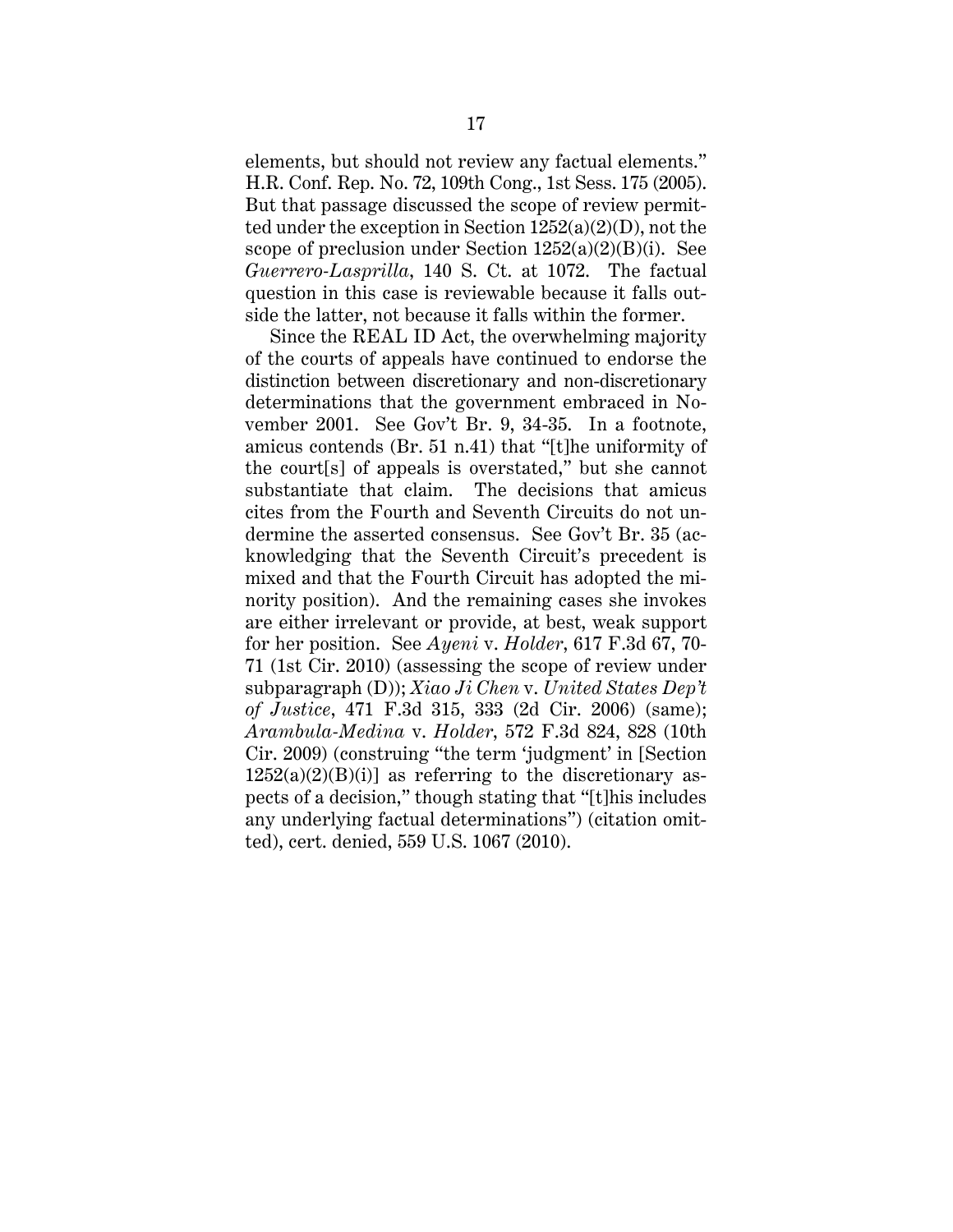elements, but should not review any factual elements." H.R. Conf. Rep. No. 72, 109th Cong., 1st Sess. 175 (2005). But that passage discussed the scope of review permitted under the exception in Section 1252(a)(2)(D), not the scope of preclusion under Section 1252(a)(2)(B)(i). See *Guerrero-Lasprilla*, 140 S. Ct. at 1072. The factual question in this case is reviewable because it falls outside the latter, not because it falls within the former.

Since the REAL ID Act, the overwhelming majority of the courts of appeals have continued to endorse the distinction between discretionary and non-discretionary determinations that the government embraced in November 2001. See Gov't Br. 9, 34-35. In a footnote, amicus contends (Br. 51 n.41) that "[t]he uniformity of the court[s] of appeals is overstated," but she cannot substantiate that claim. The decisions that amicus cites from the Fourth and Seventh Circuits do not undermine the asserted consensus. See Gov't Br. 35 (acknowledging that the Seventh Circuit's precedent is mixed and that the Fourth Circuit has adopted the minority position). And the remaining cases she invokes are either irrelevant or provide, at best, weak support for her position. See *Ayeni* v. *Holder*, 617 F.3d 67, 70-71 (1st Cir. 2010) (assessing the scope of review under subparagraph (D)); *Xiao Ji Chen* v. *United States Dep't of Justice*, 471 F.3d 315, 333 (2d Cir. 2006) (same); *Arambula-Medina* v. *Holder*, 572 F.3d 824, 828 (10th Cir. 2009) (construing "the term 'judgment' in [Section 1252(a)(2)(B)(i)] as referring to the discretionary aspects of a decision," though stating that "[t]his includes any underlying factual determinations") (citation omitted), cert. denied, 559 U.S. 1067 (2010).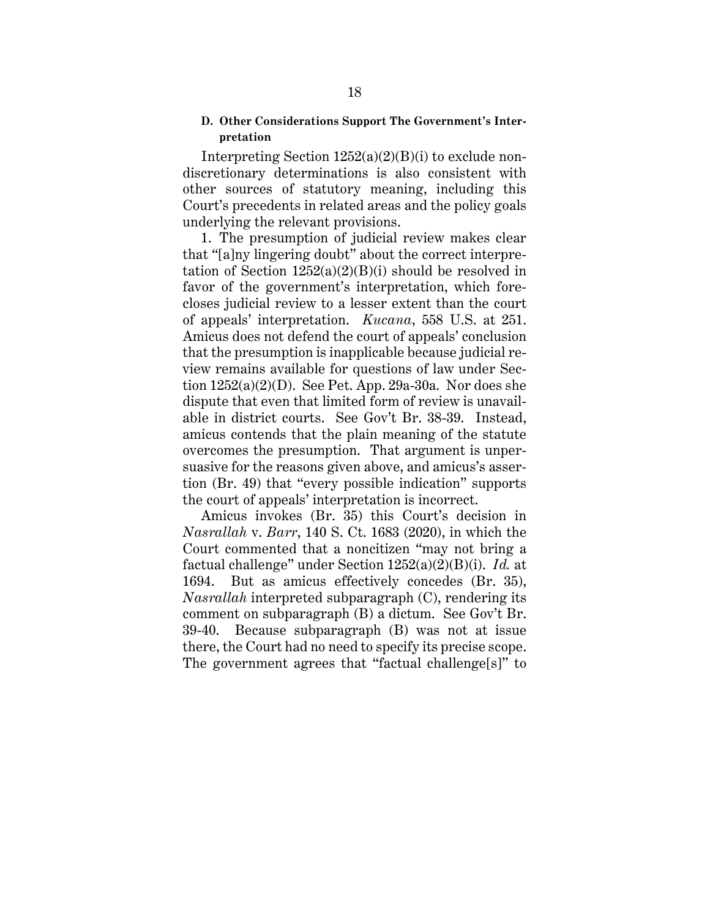### D. Other Considerations Support The Government's Interpretation

Interpreting Section 1252(a)(2)(B)(i) to exclude non-discretionary determinations is also consistent with other sources of statutory meaning, including this Court's precedents in related areas and the policy goals underlying the relevant provisions.

1. The presumption of judicial review makes clear that "[a]ny lingering doubt" about the correct interpretation of Section 1252(a)(2)(B)(i) should be resolved in favor of the government's interpretation, which forecloses judicial review to a lesser extent than the court of appeals' interpretation. *Kucana*, 558 U.S. at 251. Amicus does not defend the court of appeals' conclusion that the presumption is inapplicable because judicial review remains available for questions of law under Section 1252(a)(2)(D). See Pet. App. 29a-30a. Nor does she dispute that even that limited form of review is unavailable in district courts. See Gov't Br. 38-39. Instead, amicus contends that the plain meaning of the statute overcomes the presumption. That argument is unpersuasive for the reasons given above, and amicus's assertion (Br. 49) that "every possible indication" supports the court of appeals' interpretation is incorrect.

Amicus invokes (Br. 35) this Court's decision in *Nasrallah* v. *Barr*, 140 S. Ct. 1683 (2020), in which the Court commented that a noncitizen "may not bring a factual challenge" under Section 1252(a)(2)(B)(i). *Id.* at 1694. But as amicus effectively concedes (Br. 35), *Nasrallah* interpreted subparagraph (C), rendering its comment on subparagraph (B) a dictum. See Gov't Br. 39-40. Because subparagraph (B) was not at issue there, the Court had no need to specify its precise scope. The government agrees that "factual challenge[s]" to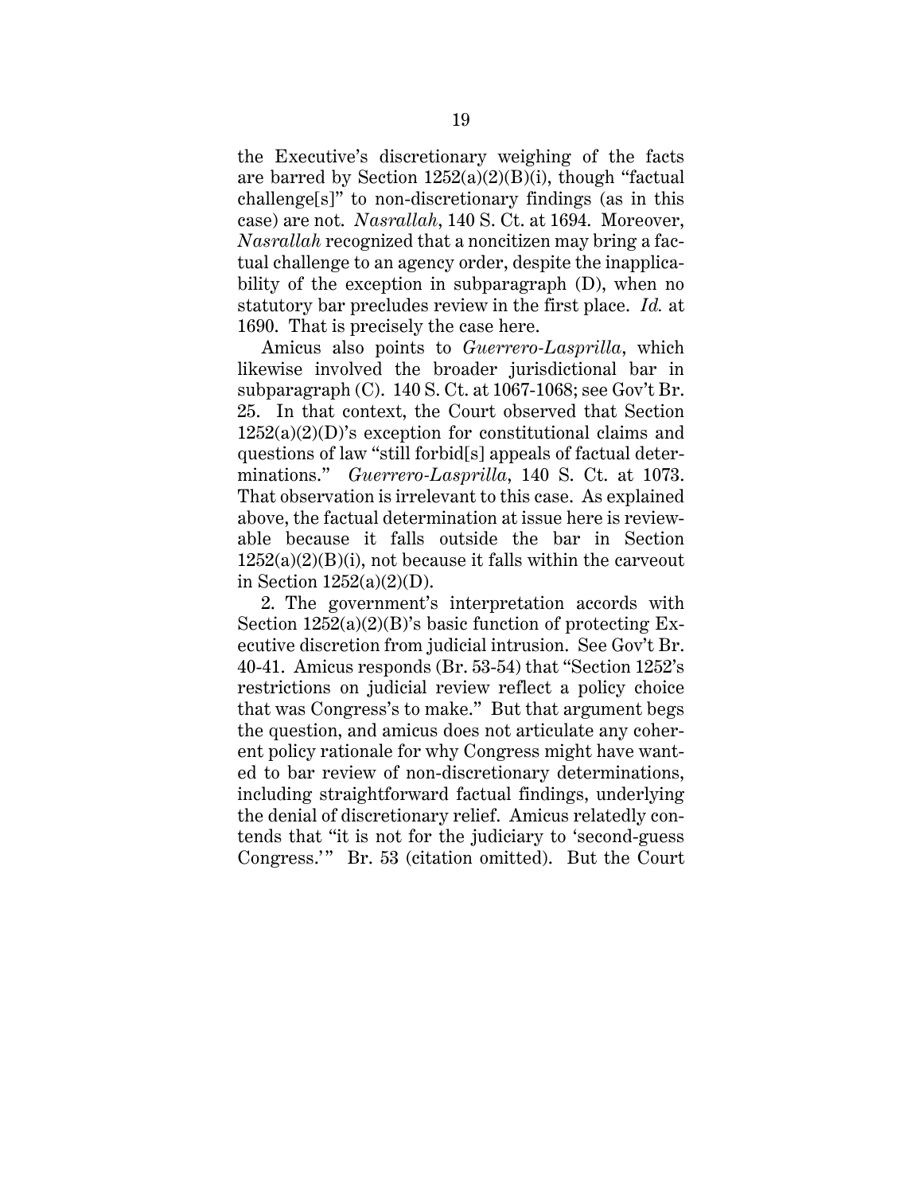the Executive's discretionary weighing of the facts are barred by Section 1252(a)(2)(B)(i), though "factual challenge[s]" to non-discretionary findings (as in this case) are not. *Nasrallah*, 140 S. Ct. at 1694. Moreover, *Nasrallah* recognized that a noncitizen may bring a factual challenge to an agency order, despite the inapplicability of the exception in subparagraph (D), when no statutory bar precludes review in the first place. *Id.* at 1690. That is precisely the case here.

Amicus also points to *Guerrero-Lasprilla*, which likewise involved the broader jurisdictional bar in subparagraph (C). 140 S. Ct. at 1067-1068; see Gov't Br. 25. In that context, the Court observed that Section 1252(a)(2)(D)'s exception for constitutional claims and questions of law "still forbid[s] appeals of factual determinations." *Guerrero-Lasprilla*, 140 S. Ct. at 1073. That observation is irrelevant to this case. As explained above, the factual determination at issue here is reviewable because it falls outside the bar in Section 1252(a)(2)(B)(i), not because it falls within the carveout in Section 1252(a)(2)(D).

2. The government's interpretation accords with Section 1252(a)(2)(B)'s basic function of protecting Executive discretion from judicial intrusion. See Gov't Br. 40-41. Amicus responds (Br. 53-54) that "Section 1252's restrictions on judicial review reflect a policy choice that was Congress's to make." But that argument begs the question, and amicus does not articulate any coherent policy rationale for why Congress might have wanted to bar review of non-discretionary determinations, including straightforward factual findings, underlying the denial of discretionary relief. Amicus relatedly contends that "it is not for the judiciary to 'second-guess Congress.'" Br. 53 (citation omitted). But the Court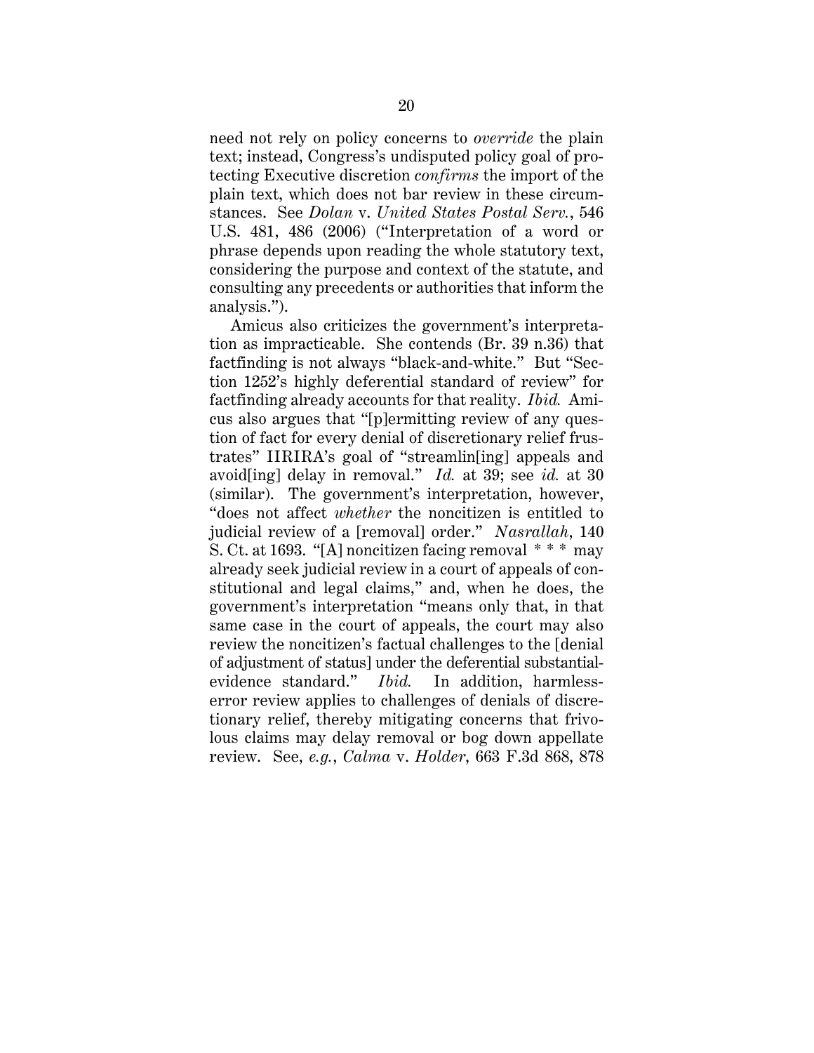need not rely on policy concerns to *override* the plain text; instead, Congress's undisputed policy goal of protecting Executive discretion *confirms* the import of the plain text, which does not bar review in these circumstances. See *Dolan* v. *United States Postal Serv.*, 546 U.S. 481, 486 (2006) ("Interpretation of a word or phrase depends upon reading the whole statutory text, considering the purpose and context of the statute, and consulting any precedents or authorities that inform the analysis.").

Amicus also criticizes the government's interpretation as impracticable. She contends (Br. 39 n.36) that factfinding is not always "black-and-white." But "Section 1252's highly deferential standard of review" for factfinding already accounts for that reality. *Ibid.* Amicus also argues that "[p]ermitting review of any question of fact for every denial of discretionary relief frustrates" IIRIRA's goal of "streamlin[ing] appeals and avoid[ing] delay in removal." *Id.* at 39; see *id.* at 30 (similar). The government's interpretation, however, "does not affect *whether* the noncitizen is entitled to judicial review of a [removal] order." *Nasrallah*, 140 S. Ct. at 1693. "[A] noncitizen facing removal * * * may already seek judicial review in a court of appeals of constitutional and legal claims," and, when he does, the government's interpretation "means only that, in that same case in the court of appeals, the court may also review the noncitizen's factual challenges to the [denial of adjustment of status] under the deferential substantial-evidence standard." *Ibid.* In addition, harmless-error review applies to challenges of denials of discretionary relief, thereby mitigating concerns that frivolous claims may delay removal or bog down appellate review. See, *e.g.*, *Calma* v. *Holder*, 663 F.3d 868, 878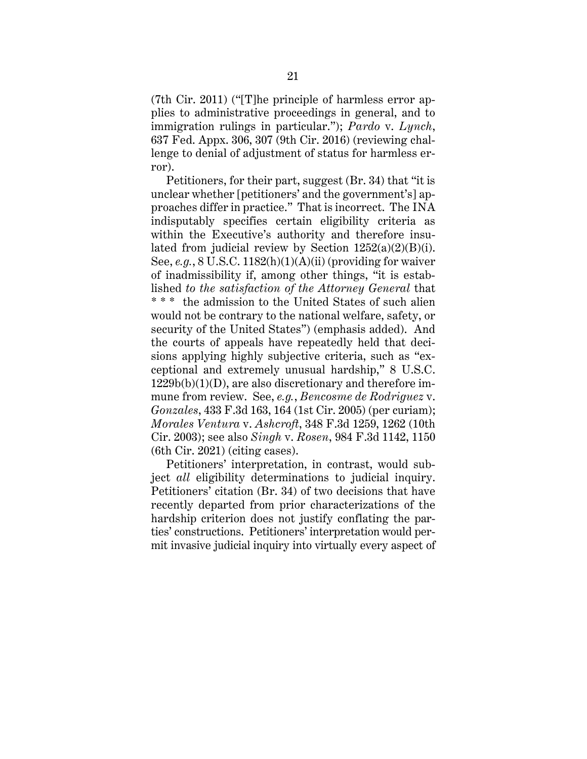(7th Cir. 2011) ("[T]he principle of harmless error applies to administrative proceedings in general, and to immigration rulings in particular."); *Pardo* v. *Lynch*, 637 Fed. Appx. 306, 307 (9th Cir. 2016) (reviewing challenge to denial of adjustment of status for harmless error).

Petitioners, for their part, suggest (Br. 34) that "it is unclear whether [petitioners' and the government's] approaches differ in practice." That is incorrect. The INA indisputably specifies certain eligibility criteria as within the Executive's authority and therefore insulated from judicial review by Section 1252(a)(2)(B)(i). See, *e.g.*, 8 U.S.C. 1182(h)(1)(A)(ii) (providing for waiver of inadmissibility if, among other things, "it is established *to the satisfaction of the Attorney General* that * * * the admission to the United States of such alien would not be contrary to the national welfare, safety, or security of the United States") (emphasis added). And the courts of appeals have repeatedly held that decisions applying highly subjective criteria, such as "exceptional and extremely unusual hardship," 8 U.S.C. 1229b(b)(1)(D), are also discretionary and therefore immune from review. See, *e.g.*, *Bencosme de Rodriguez* v. *Gonzales*, 433 F.3d 163, 164 (1st Cir. 2005) (per curiam); *Morales Ventura* v. *Ashcroft*, 348 F.3d 1259, 1262 (10th Cir. 2003); see also *Singh* v. *Rosen*, 984 F.3d 1142, 1150 (6th Cir. 2021) (citing cases).

Petitioners' interpretation, in contrast, would subject *all* eligibility determinations to judicial inquiry. Petitioners' citation (Br. 34) of two decisions that have recently departed from prior characterizations of the hardship criterion does not justify conflating the parties' constructions. Petitioners' interpretation would permit invasive judicial inquiry into virtually every aspect of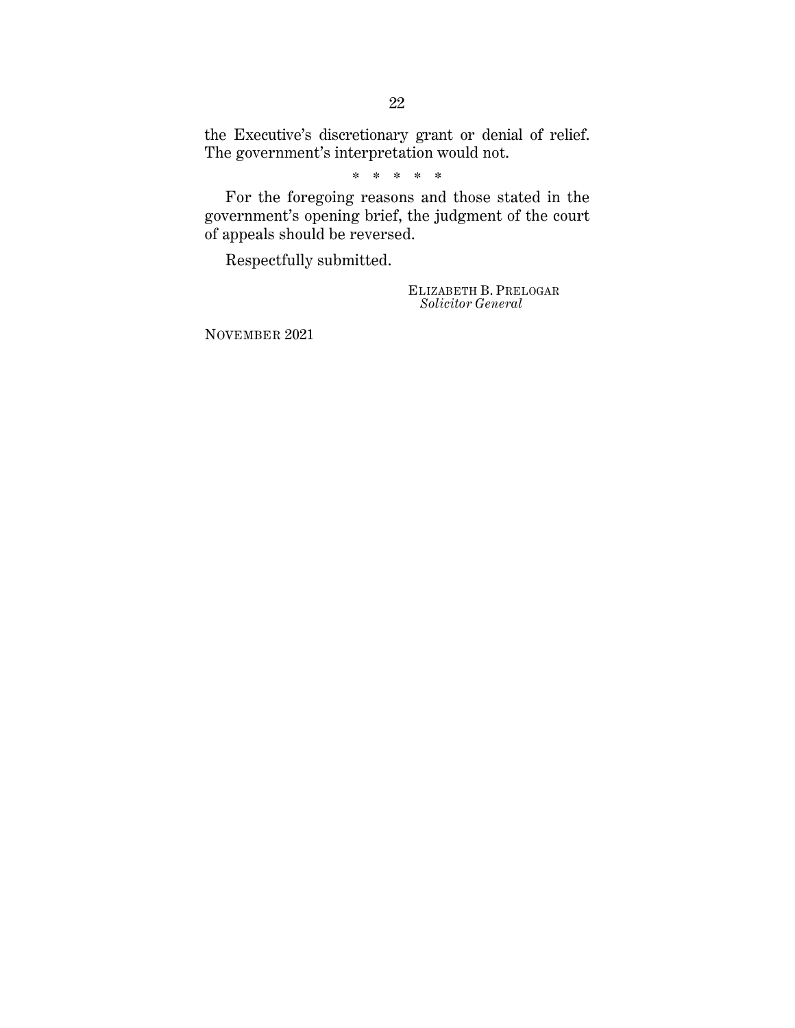the Executive's discretionary grant or denial of relief. The government's interpretation would not.

\* \* \* \* \*

For the foregoing reasons and those stated in the government's opening brief, the judgment of the court of appeals should be reversed.

Respectfully submitted.

ELIZABETH B. PRELOGAR
*Solicitor General*

NOVEMBER 2021